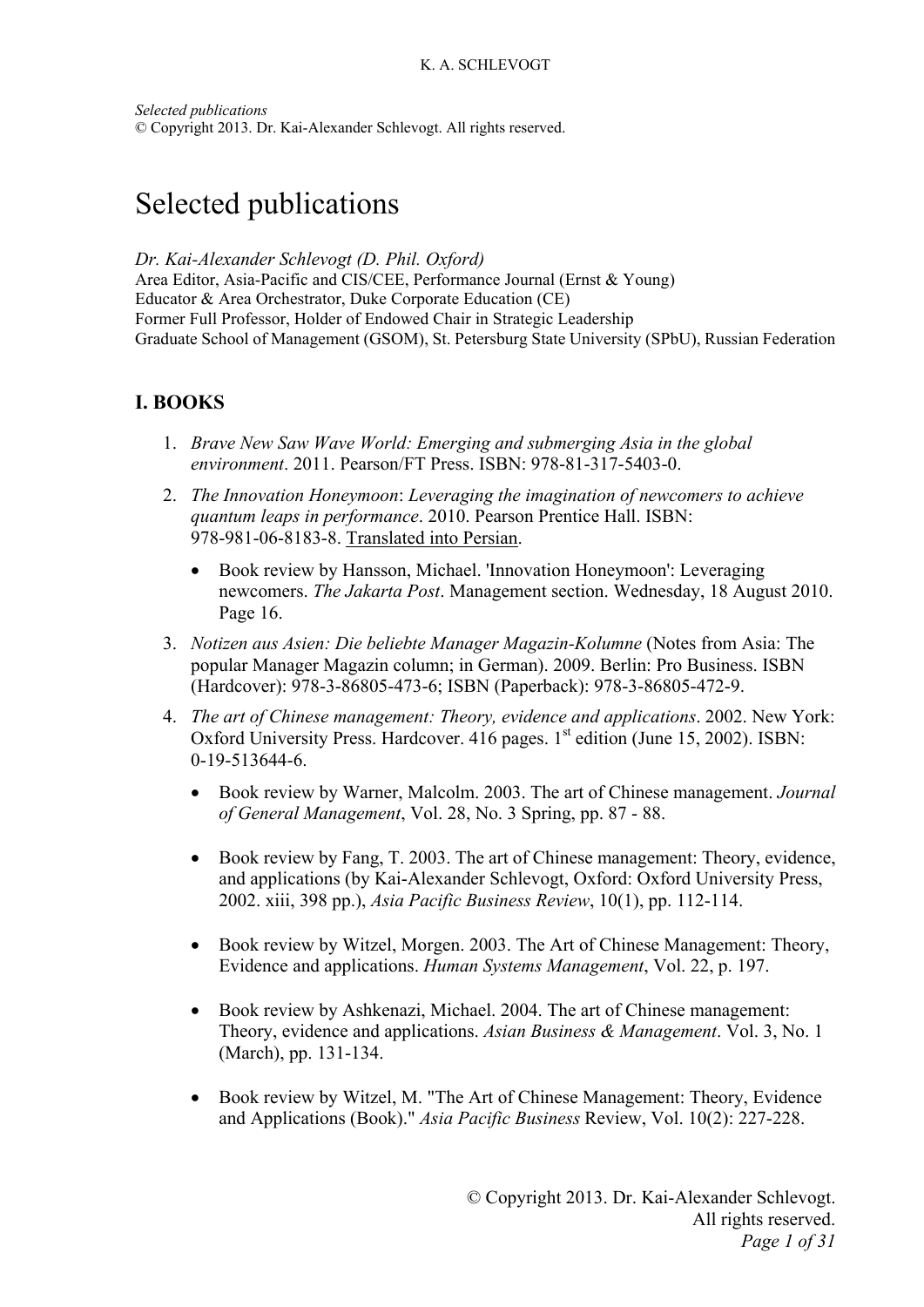*Selected publications*
© Copyright 2013. Dr. Kai-Alexander Schlevogt. All rights reserved.

# Selected publications

*Dr. Kai-Alexander Schlevogt (D. Phil. Oxford)*
Area Editor, Asia-Pacific and CIS/CEE, Performance Journal (Ernst & Young)
Educator & Area Orchestrator, Duke Corporate Education (CE)
Former Full Professor, Holder of Endowed Chair in Strategic Leadership
Graduate School of Management (GSOM), St. Petersburg State University (SPbU), Russian Federation

## I. BOOKS

1. *Brave New Saw Wave World: Emerging and submerging Asia in the global environment*. 2011. Pearson/FT Press. ISBN: 978-81-317-5403-0.
2. *The Innovation Honeymoon*: *Leveraging the imagination of newcomers to achieve quantum leaps in performance*. 2010. Pearson Prentice Hall. ISBN: 978-981-06-8183-8. Translated into Persian.
   - Book review by Hansson, Michael. 'Innovation Honeymoon': Leveraging newcomers. *The Jakarta Post*. Management section. Wednesday, 18 August 2010. Page 16.
3. *Notizen aus Asien: Die beliebte Manager Magazin-Kolumne* (Notes from Asia: The popular Manager Magazin column; in German). 2009. Berlin: Pro Business. ISBN (Hardcover): 978-3-86805-473-6; ISBN (Paperback): 978-3-86805-472-9.
4. *The art of Chinese management: Theory, evidence and applications*. 2002. New York: Oxford University Press. Hardcover. 416 pages. 1st edition (June 15, 2002). ISBN: 0-19-513644-6.
   - Book review by Warner, Malcolm. 2003. The art of Chinese management. *Journal of General Management*, Vol. 28, No. 3 Spring, pp. 87 - 88.
   - Book review by Fang, T. 2003. The art of Chinese management: Theory, evidence, and applications (by Kai-Alexander Schlevogt, Oxford: Oxford University Press, 2002. xiii, 398 pp.), *Asia Pacific Business Review*, 10(1), pp. 112-114.
   - Book review by Witzel, Morgen. 2003. The Art of Chinese Management: Theory, Evidence and applications. *Human Systems Management*, Vol. 22, p. 197.
   - Book review by Ashkenazi, Michael. 2004. The art of Chinese management: Theory, evidence and applications. *Asian Business & Management*. Vol. 3, No. 1 (March), pp. 131-134.
   - Book review by Witzel, M. "The Art of Chinese Management: Theory, Evidence and Applications (Book)." *Asia Pacific Business* Review, Vol. 10(2): 227-228.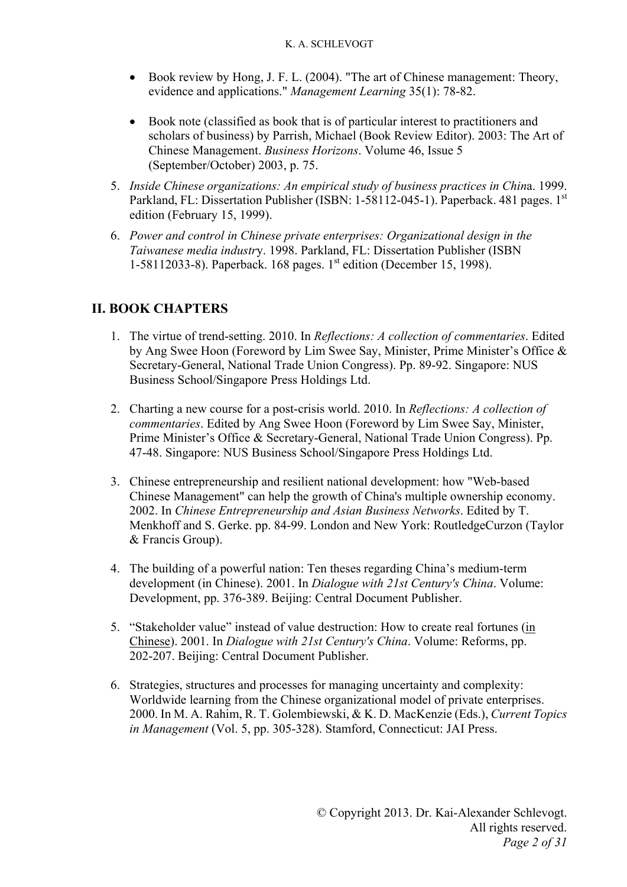- Book review by Hong, J. F. L. (2004). "The art of Chinese management: Theory, evidence and applications." *Management Learning* 35(1): 78-82.

- Book note (classified as book that is of particular interest to practitioners and scholars of business) by Parrish, Michael (Book Review Editor). 2003: The Art of Chinese Management. *Business Horizons*. Volume 46, Issue 5 (September/October) 2003, p. 75.

5. *Inside Chinese organizations: An empirical study of business practices in China*. 1999. Parkland, FL: Dissertation Publisher (ISBN: 1-58112-045-1). Paperback. 481 pages. 1st edition (February 15, 1999).

6. *Power and control in Chinese private enterprises: Organizational design in the Taiwanese media industry*. 1998. Parkland, FL: Dissertation Publisher (ISBN 1-58112033-8). Paperback. 168 pages. 1st edition (December 15, 1998).

## II. BOOK CHAPTERS

1. The virtue of trend-setting. 2010. In *Reflections: A collection of commentaries*. Edited by Ang Swee Hoon (Foreword by Lim Swee Say, Minister, Prime Minister's Office & Secretary-General, National Trade Union Congress). Pp. 89-92. Singapore: NUS Business School/Singapore Press Holdings Ltd.

2. Charting a new course for a post-crisis world. 2010. In *Reflections: A collection of commentaries*. Edited by Ang Swee Hoon (Foreword by Lim Swee Say, Minister, Prime Minister's Office & Secretary-General, National Trade Union Congress). Pp. 47-48. Singapore: NUS Business School/Singapore Press Holdings Ltd.

3. Chinese entrepreneurship and resilient national development: how "Web-based Chinese Management" can help the growth of China's multiple ownership economy. 2002. In *Chinese Entrepreneurship and Asian Business Networks*. Edited by T. Menkhoff and S. Gerke. pp. 84-99. London and New York: RoutledgeCurzon (Taylor & Francis Group).

4. The building of a powerful nation: Ten theses regarding China's medium-term development (in Chinese). 2001. In *Dialogue with 21st Century's China*. Volume: Development, pp. 376-389. Beijing: Central Document Publisher.

5. "Stakeholder value" instead of value destruction: How to create real fortunes (in Chinese). 2001. In *Dialogue with 21st Century's China*. Volume: Reforms, pp. 202-207. Beijing: Central Document Publisher.

6. Strategies, structures and processes for managing uncertainty and complexity: Worldwide learning from the Chinese organizational model of private enterprises. 2000. In M. A. Rahim, R. T. Golembiewski, & K. D. MacKenzie (Eds.), *Current Topics in Management* (Vol. 5, pp. 305-328). Stamford, Connecticut: JAI Press.

© Copyright 2013. Dr. Kai-Alexander Schlevogt. All rights reserved.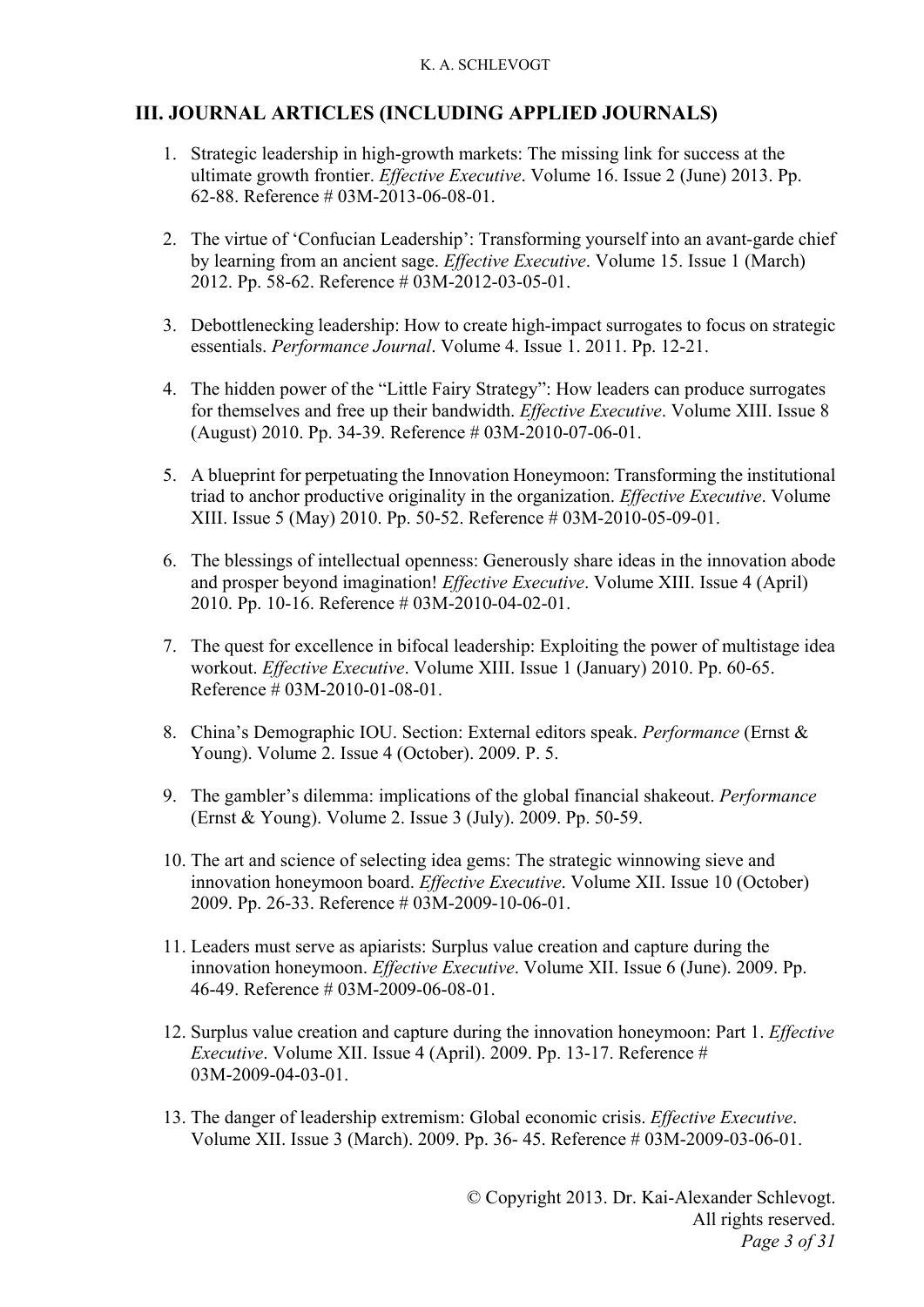## III. JOURNAL ARTICLES (INCLUDING APPLIED JOURNALS)

1. Strategic leadership in high-growth markets: The missing link for success at the ultimate growth frontier. *Effective Executive*. Volume 16. Issue 2 (June) 2013. Pp. 62-88. Reference # 03M-2013-06-08-01.

2. The virtue of 'Confucian Leadership': Transforming yourself into an avant-garde chief by learning from an ancient sage. *Effective Executive*. Volume 15. Issue 1 (March) 2012. Pp. 58-62. Reference # 03M-2012-03-05-01.

3. Debottlenecking leadership: How to create high-impact surrogates to focus on strategic essentials. *Performance Journal*. Volume 4. Issue 1. 2011. Pp. 12-21.

4. The hidden power of the "Little Fairy Strategy": How leaders can produce surrogates for themselves and free up their bandwidth. *Effective Executive*. Volume XIII. Issue 8 (August) 2010. Pp. 34-39. Reference # 03M-2010-07-06-01.

5. A blueprint for perpetuating the Innovation Honeymoon: Transforming the institutional triad to anchor productive originality in the organization. *Effective Executive*. Volume XIII. Issue 5 (May) 2010. Pp. 50-52. Reference # 03M-2010-05-09-01.

6. The blessings of intellectual openness: Generously share ideas in the innovation abode and prosper beyond imagination! *Effective Executive*. Volume XIII. Issue 4 (April) 2010. Pp. 10-16. Reference # 03M-2010-04-02-01.

7. The quest for excellence in bifocal leadership: Exploiting the power of multistage idea workout. *Effective Executive*. Volume XIII. Issue 1 (January) 2010. Pp. 60-65. Reference # 03M-2010-01-08-01.

8. China's Demographic IOU. Section: External editors speak. *Performance* (Ernst & Young). Volume 2. Issue 4 (October). 2009. P. 5.

9. The gambler's dilemma: implications of the global financial shakeout. *Performance* (Ernst & Young). Volume 2. Issue 3 (July). 2009. Pp. 50-59.

10. The art and science of selecting idea gems: The strategic winnowing sieve and innovation honeymoon board. *Effective Executive*. Volume XII. Issue 10 (October) 2009. Pp. 26-33. Reference # 03M-2009-10-06-01.

11. Leaders must serve as apiarists: Surplus value creation and capture during the innovation honeymoon. *Effective Executive*. Volume XII. Issue 6 (June). 2009. Pp. 46-49. Reference # 03M-2009-06-08-01.

12. Surplus value creation and capture during the innovation honeymoon: Part 1. *Effective Executive*. Volume XII. Issue 4 (April). 2009. Pp. 13-17. Reference # 03M-2009-04-03-01.

13. The danger of leadership extremism: Global economic crisis. *Effective Executive*. Volume XII. Issue 3 (March). 2009. Pp. 36- 45. Reference # 03M-2009-03-06-01.

© Copyright 2013. Dr. Kai-Alexander Schlevogt.
All rights reserved.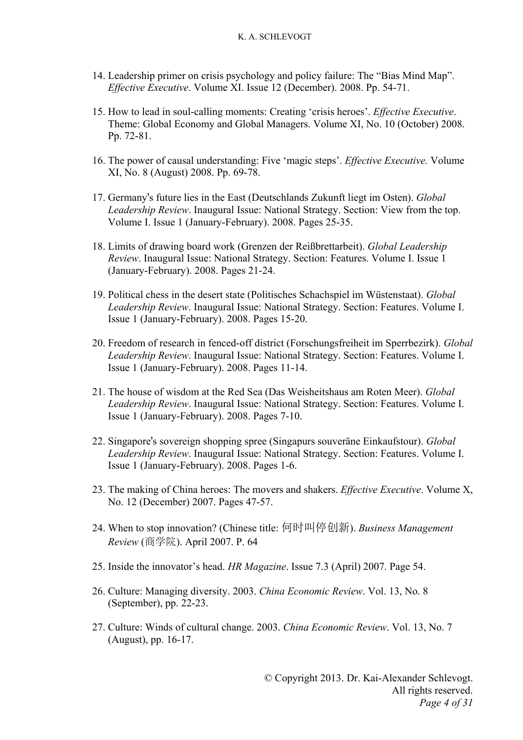14. Leadership primer on crisis psychology and policy failure: The “Bias Mind Map”. *Effective Executive*. Volume XI. Issue 12 (December). 2008. Pp. 54-71.

15. How to lead in soul-calling moments: Creating ‘crisis heroes’. *Effective Executive*. Theme: Global Economy and Global Managers. Volume XI, No. 10 (October) 2008. Pp. 72-81.

16. The power of causal understanding: Five ‘magic steps’. *Effective Executive.* Volume XI, No. 8 (August) 2008. Pp. 69-78.

17. Germany's future lies in the East (Deutschlands Zukunft liegt im Osten). *Global Leadership Review*. Inaugural Issue: National Strategy. Section: View from the top. Volume I. Issue 1 (January-February). 2008. Pages 25-35.

18. Limits of drawing board work (Grenzen der Reißbrettarbeit). *Global Leadership Review*. Inaugural Issue: National Strategy. Section: Features. Volume I. Issue 1 (January-February). 2008. Pages 21-24.

19. Political chess in the desert state (Politisches Schachspiel im Wüstenstaat). *Global Leadership Review*. Inaugural Issue: National Strategy. Section: Features. Volume I. Issue 1 (January-February). 2008. Pages 15-20.

20. Freedom of research in fenced-off district (Forschungsfreiheit im Sperrbezirk). *Global Leadership Review*. Inaugural Issue: National Strategy. Section: Features. Volume I. Issue 1 (January-February). 2008. Pages 11-14.

21. The house of wisdom at the Red Sea (Das Weisheitshaus am Roten Meer). *Global Leadership Review*. Inaugural Issue: National Strategy. Section: Features. Volume I. Issue 1 (January-February). 2008. Pages 7-10.

22. Singapore's sovereign shopping spree (Singapurs souveräne Einkaufstour). *Global Leadership Review*. Inaugural Issue: National Strategy. Section: Features. Volume I. Issue 1 (January-February). 2008. Pages 1-6.

23. The making of China heroes: The movers and shakers. *Effective Executive*. Volume X, No. 12 (December) 2007. Pages 47-57.

24. When to stop innovation? (Chinese title: 何时叫停创新). *Business Management Review* (商学院). April 2007. P. 64

25. Inside the innovator’s head. *HR Magazine*. Issue 7.3 (April) 2007. Page 54.

26. Culture: Managing diversity. 2003. *China Economic Review*. Vol. 13, No. 8 (September), pp. 22-23.

27. Culture: Winds of cultural change. 2003. *China Economic Review*. Vol. 13, No. 7 (August), pp. 16-17.

© Copyright 2013. Dr. Kai-Alexander Schlevogt. All rights reserved.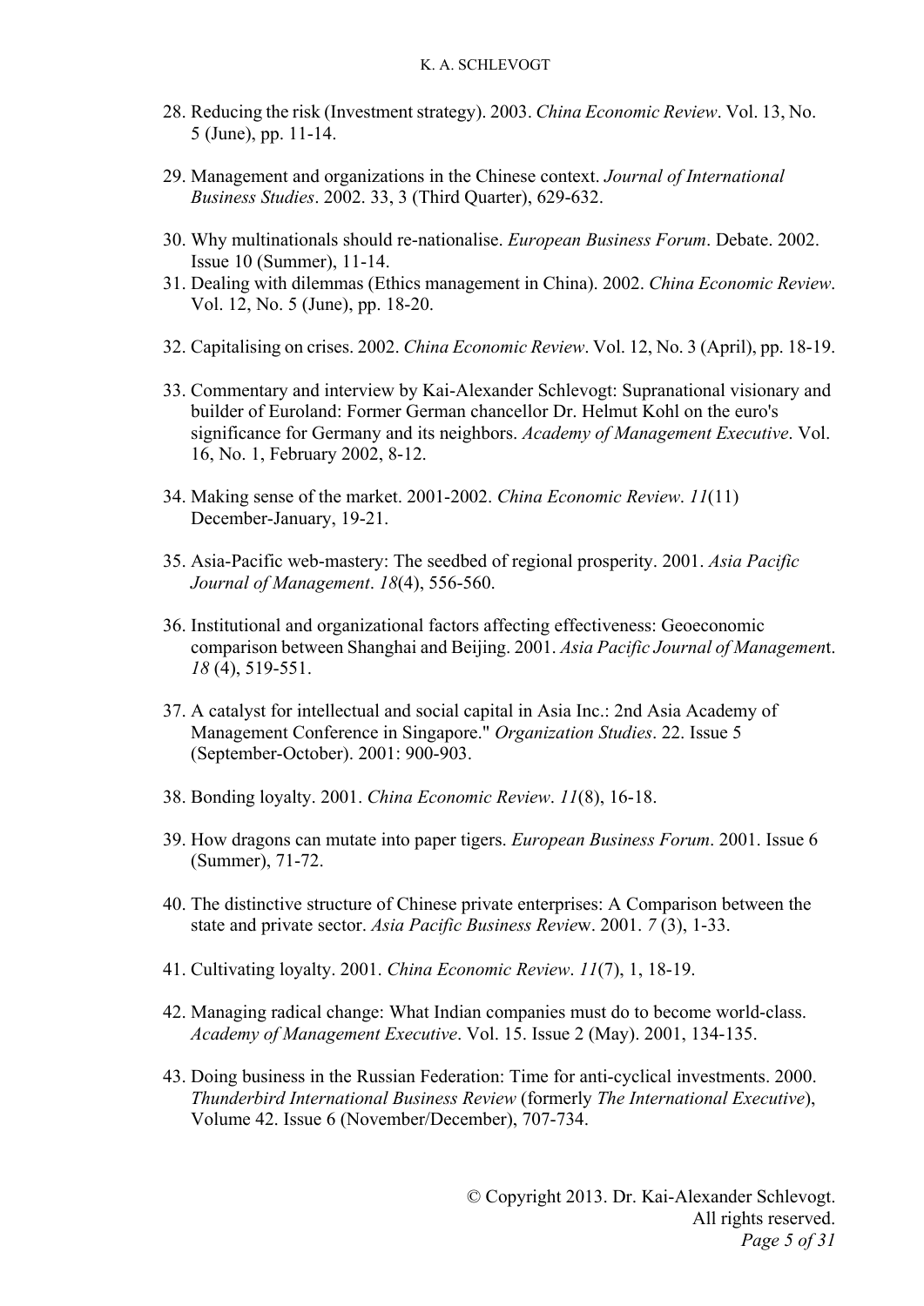28. Reducing the risk (Investment strategy). 2003. *China Economic Review*. Vol. 13, No. 5 (June), pp. 11-14.

29. Management and organizations in the Chinese context. *Journal of International Business Studies*. 2002. 33, 3 (Third Quarter), 629-632.

30. Why multinationals should re-nationalise. *European Business Forum*. Debate. 2002. Issue 10 (Summer), 11-14.

31. Dealing with dilemmas (Ethics management in China). 2002. *China Economic Review*. Vol. 12, No. 5 (June), pp. 18-20.

32. Capitalising on crises. 2002. *China Economic Review*. Vol. 12, No. 3 (April), pp. 18-19.

33. Commentary and interview by Kai-Alexander Schlevogt: Supranational visionary and builder of Euroland: Former German chancellor Dr. Helmut Kohl on the euro's significance for Germany and its neighbors. *Academy of Management Executive*. Vol. 16, No. 1, February 2002, 8-12.

34. Making sense of the market. 2001-2002. *China Economic Review*. *11*(11) December-January, 19-21.

35. Asia-Pacific web-mastery: The seedbed of regional prosperity. 2001. *Asia Pacific Journal of Management*. *18*(4), 556-560.

36. Institutional and organizational factors affecting effectiveness: Geoeconomic comparison between Shanghai and Beijing. 2001. *Asia Pacific Journal of Managemen*t. *18* (4), 519-551.

37. A catalyst for intellectual and social capital in Asia Inc.: 2nd Asia Academy of Management Conference in Singapore." *Organization Studies*. 22. Issue 5 (September-October). 2001: 900-903.

38. Bonding loyalty. 2001. *China Economic Review*. *11*(8), 16-18.

39. How dragons can mutate into paper tigers. *European Business Forum*. 2001. Issue 6 (Summer), 71-72.

40. The distinctive structure of Chinese private enterprises: A Comparison between the state and private sector. *Asia Pacific Business Revie*w. 2001. *7* (3), 1-33.

41. Cultivating loyalty. 2001. *China Economic Review*. *11*(7), 1, 18-19.

42. Managing radical change: What Indian companies must do to become world-class. *Academy of Management Executive*. Vol. 15. Issue 2 (May). 2001, 134-135.

43. Doing business in the Russian Federation: Time for anti-cyclical investments. 2000. *Thunderbird International Business Review* (formerly *The International Executive*), Volume 42. Issue 6 (November/December), 707-734.

© Copyright 2013. Dr. Kai-Alexander Schlevogt. All rights reserved.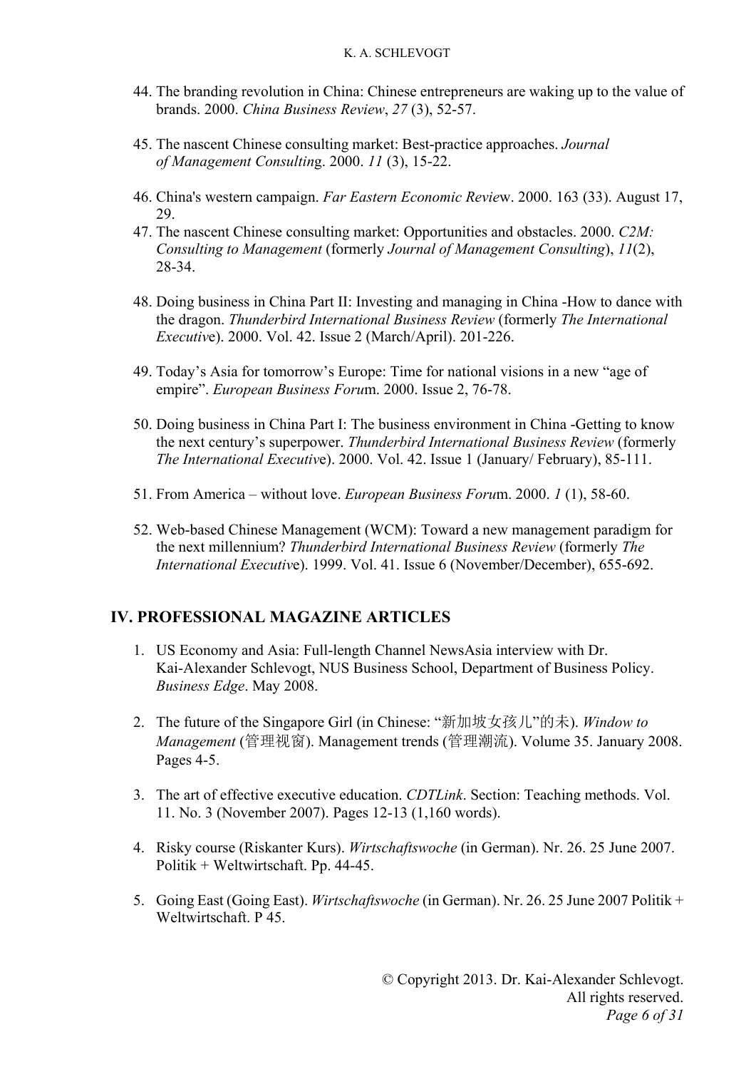44. The branding revolution in China: Chinese entrepreneurs are waking up to the value of brands. 2000. *China Business Review*, *27* (3), 52-57.

45. The nascent Chinese consulting market: Best-practice approaches. *Journal of Management Consultin*g. 2000. *11* (3), 15-22.

46. China's western campaign. *Far Eastern Economic Revie*w. 2000. 163 (33). August 17, 29.

47. The nascent Chinese consulting market: Opportunities and obstacles. 2000. *C2M: Consulting to Management* (formerly *Journal of Management Consulting*), *11*(2), 28-34.

48. Doing business in China Part II: Investing and managing in China -How to dance with the dragon. *Thunderbird International Business Review* (formerly *The International Executiv*e). 2000. Vol. 42. Issue 2 (March/April). 201-226.

49. Today’s Asia for tomorrow’s Europe: Time for national visions in a new “age of empire”. *European Business Foru*m. 2000. Issue 2, 76-78.

50. Doing business in China Part I: The business environment in China -Getting to know the next century’s superpower. *Thunderbird International Business Review* (formerly *The International Executiv*e). 2000. Vol. 42. Issue 1 (January/ February), 85-111.

51. From America – without love. *European Business Foru*m. 2000. *1* (1), 58-60.

52. Web-based Chinese Management (WCM): Toward a new management paradigm for the next millennium? *Thunderbird International Business Review* (formerly *The International Executiv*e). 1999. Vol. 41. Issue 6 (November/December), 655-692.

## IV. PROFESSIONAL MAGAZINE ARTICLES

1. US Economy and Asia: Full-length Channel NewsAsia interview with Dr. Kai-Alexander Schlevogt, NUS Business School, Department of Business Policy. *Business Edge*. May 2008.

2. The future of the Singapore Girl (in Chinese: “新加坡女孩儿”的未). *Window to Management* (管理视窗). Management trends (管理潮流). Volume 35. January 2008. Pages 4-5.

3. The art of effective executive education. *CDTLink*. Section: Teaching methods. Vol. 11. No. 3 (November 2007). Pages 12-13 (1,160 words).

4. Risky course (Riskanter Kurs). *Wirtschaftswoche* (in German). Nr. 26. 25 June 2007. Politik + Weltwirtschaft. Pp. 44-45.

5. Going East (Going East). *Wirtschaftswoche* (in German). Nr. 26. 25 June 2007 Politik + Weltwirtschaft. P 45.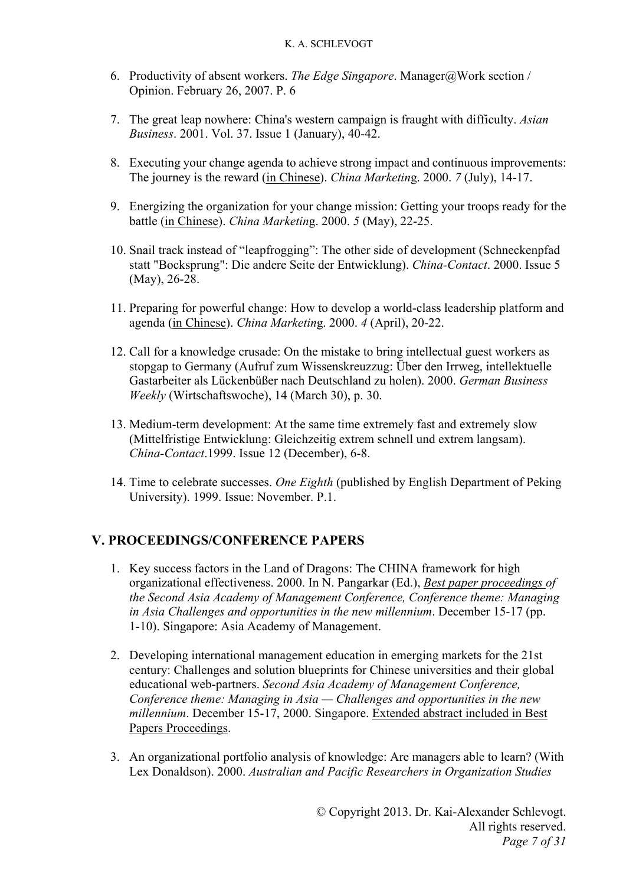6. Productivity of absent workers. *The Edge Singapore*. Manager@Work section / Opinion. February 26, 2007. P. 6

7. The great leap nowhere: China's western campaign is fraught with difficulty. *Asian Business*. 2001. Vol. 37. Issue 1 (January), 40-42.

8. Executing your change agenda to achieve strong impact and continuous improvements: The journey is the reward (<u>in Chinese</u>). *China Marketing*. 2000. *7* (July), 14-17.

9. Energizing the organization for your change mission: Getting your troops ready for the battle (<u>in Chinese</u>). *China Marketing*. 2000. *5* (May), 22-25.

10. Snail track instead of "leapfrogging": The other side of development (Schneckenpfad statt "Bocksprung": Die andere Seite der Entwicklung). *China-Contact*. 2000. Issue 5 (May), 26-28.

11. Preparing for powerful change: How to develop a world-class leadership platform and agenda (<u>in Chinese</u>). *China Marketing*. 2000. *4* (April), 20-22.

12. Call for a knowledge crusade: On the mistake to bring intellectual guest workers as stopgap to Germany (Aufruf zum Wissenskreuzzug: Über den Irrweg, intellektuelle Gastarbeiter als Lückenbüßer nach Deutschland zu holen). 2000. *German Business Weekly* (Wirtschaftswoche), 14 (March 30), p. 30.

13. Medium-term development: At the same time extremely fast and extremely slow (Mittelfristige Entwicklung: Gleichzeitig extrem schnell und extrem langsam). *China-Contact*.1999. Issue 12 (December), 6-8.

14. Time to celebrate successes. *One Eighth* (published by English Department of Peking University). 1999. Issue: November. P.1.

## V. PROCEEDINGS/CONFERENCE PAPERS

1. Key success factors in the Land of Dragons: The CHINA framework for high organizational effectiveness. 2000. In N. Pangarkar (Ed.), *<u>Best paper proceedings</u> of the Second Asia Academy of Management Conference, Conference theme: Managing in Asia Challenges and opportunities in the new millennium*. December 15-17 (pp. 1-10). Singapore: Asia Academy of Management.

2. Developing international management education in emerging markets for the 21st century: Challenges and solution blueprints for Chinese universities and their global educational web-partners. *Second Asia Academy of Management Conference, Conference theme: Managing in Asia — Challenges and opportunities in the new millennium*. December 15-17, 2000. Singapore. <u>Extended abstract included in Best Papers Proceedings</u>.

3. An organizational portfolio analysis of knowledge: Are managers able to learn? (With Lex Donaldson). 2000. *Australian and Pacific Researchers in Organization Studies*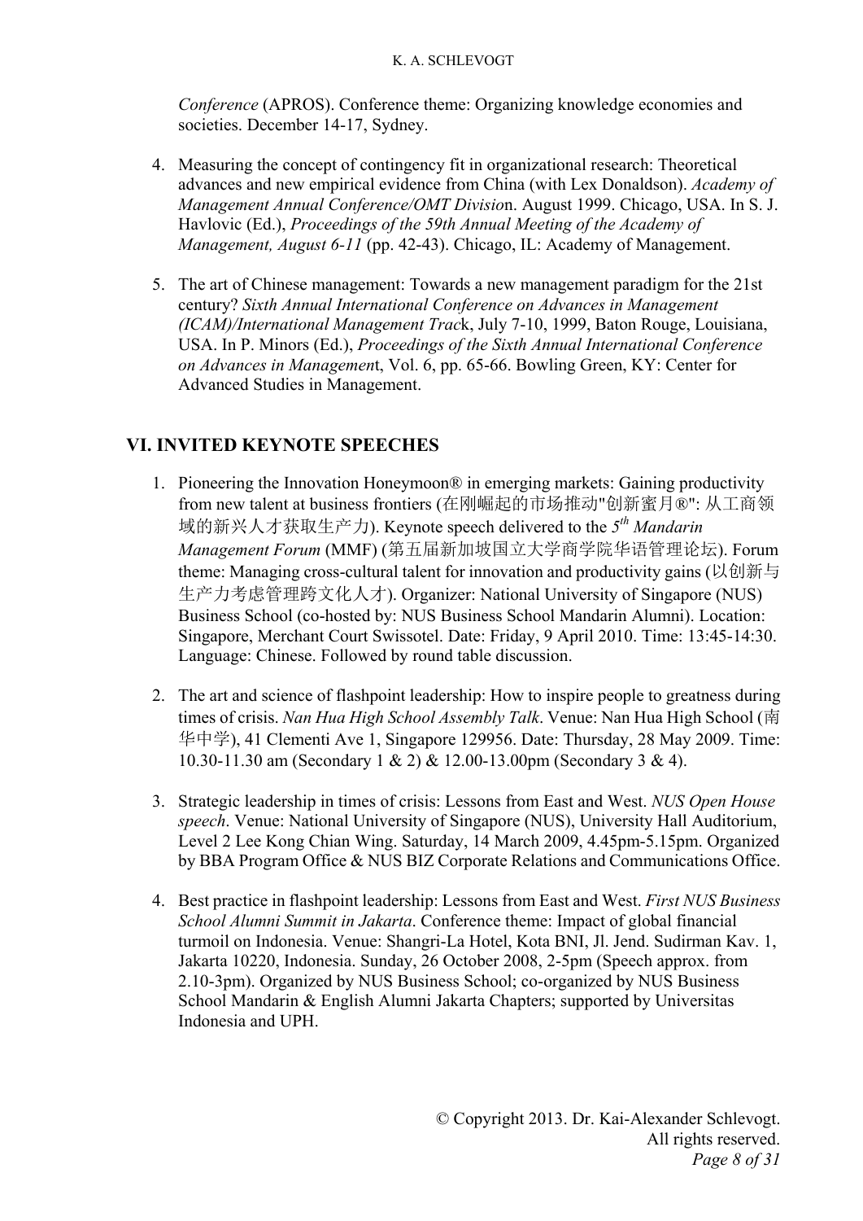*Conference* (APROS). Conference theme: Organizing knowledge economies and societies. December 14-17, Sydney.

4. Measuring the concept of contingency fit in organizational research: Theoretical advances and new empirical evidence from China (with Lex Donaldson). *Academy of Management Annual Conference/OMT Division*. August 1999. Chicago, USA. In S. J. Havlovic (Ed.), *Proceedings of the 59th Annual Meeting of the Academy of Management, August 6-11* (pp. 42-43). Chicago, IL: Academy of Management.

5. The art of Chinese management: Towards a new management paradigm for the 21st century? *Sixth Annual International Conference on Advances in Management (ICAM)/International Management Track*, July 7-10, 1999, Baton Rouge, Louisiana, USA. In P. Minors (Ed.), *Proceedings of the Sixth Annual International Conference on Advances in Management*, Vol. 6, pp. 65-66. Bowling Green, KY: Center for Advanced Studies in Management.

## VI. INVITED KEYNOTE SPEECHES

1. Pioneering the Innovation Honeymoon® in emerging markets: Gaining productivity from new talent at business frontiers (在刚崛起的市场推动"创新蜜月®": 从工商领域的新兴人才获取生产力). Keynote speech delivered to the *5th Mandarin Management Forum* (MMF) (第五届新加坡国立大学商学院华语管理论坛). Forum theme: Managing cross-cultural talent for innovation and productivity gains (以创新与生产力考虑管理跨文化人才). Organizer: National University of Singapore (NUS) Business School (co-hosted by: NUS Business School Mandarin Alumni). Location: Singapore, Merchant Court Swissotel. Date: Friday, 9 April 2010. Time: 13:45-14:30. Language: Chinese. Followed by round table discussion.

2. The art and science of flashpoint leadership: How to inspire people to greatness during times of crisis. *Nan Hua High School Assembly Talk*. Venue: Nan Hua High School (南华中学), 41 Clementi Ave 1, Singapore 129956. Date: Thursday, 28 May 2009. Time: 10.30-11.30 am (Secondary 1 & 2) & 12.00-13.00pm (Secondary 3 & 4).

3. Strategic leadership in times of crisis: Lessons from East and West. *NUS Open House speech*. Venue: National University of Singapore (NUS), University Hall Auditorium, Level 2 Lee Kong Chian Wing. Saturday, 14 March 2009, 4.45pm-5.15pm. Organized by BBA Program Office & NUS BIZ Corporate Relations and Communications Office.

4. Best practice in flashpoint leadership: Lessons from East and West. *First NUS Business School Alumni Summit in Jakarta*. Conference theme: Impact of global financial turmoil on Indonesia. Venue: Shangri-La Hotel, Kota BNI, Jl. Jend. Sudirman Kav. 1, Jakarta 10220, Indonesia. Sunday, 26 October 2008, 2-5pm (Speech approx. from 2.10-3pm). Organized by NUS Business School; co-organized by NUS Business School Mandarin & English Alumni Jakarta Chapters; supported by Universitas Indonesia and UPH.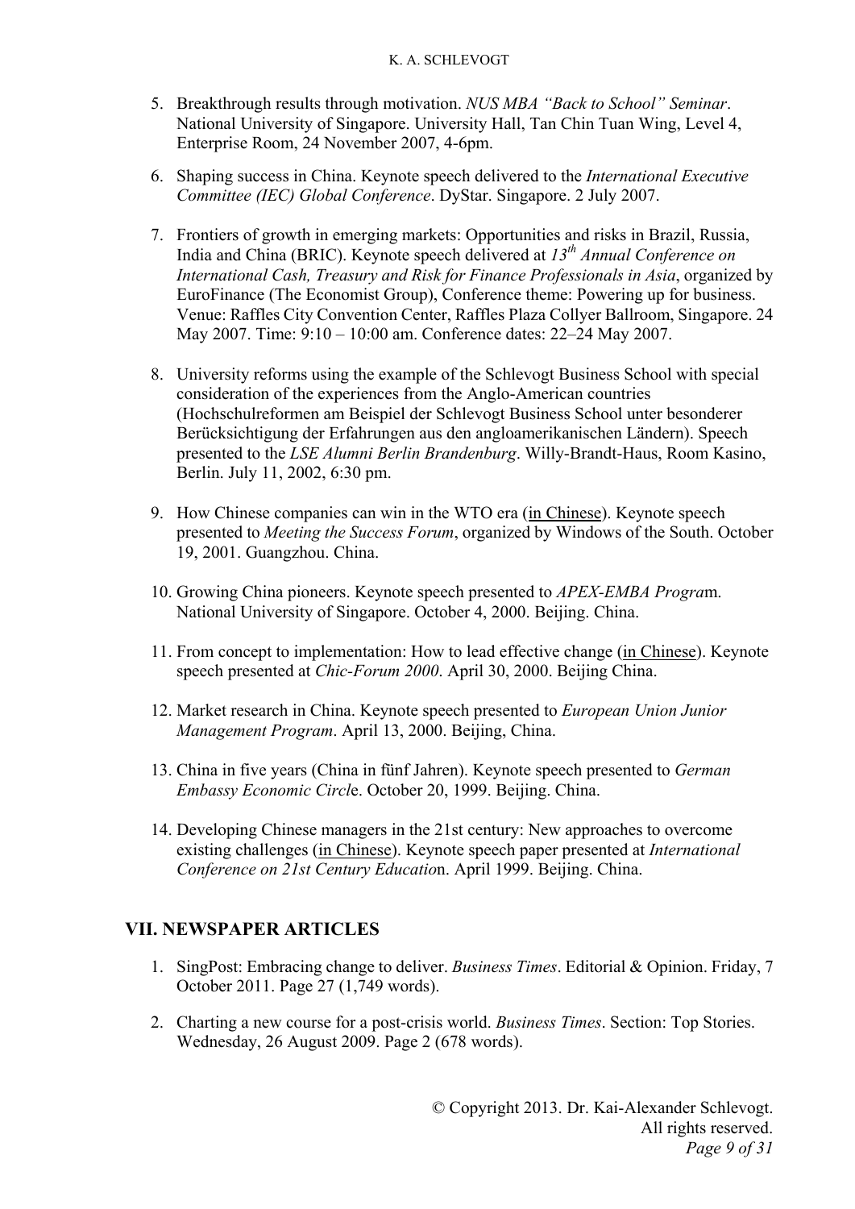5. Breakthrough results through motivation. *NUS MBA "Back to School" Seminar*. National University of Singapore. University Hall, Tan Chin Tuan Wing, Level 4, Enterprise Room, 24 November 2007, 4-6pm.

6. Shaping success in China. Keynote speech delivered to the *International Executive Committee (IEC) Global Conference*. DyStar. Singapore. 2 July 2007.

7. Frontiers of growth in emerging markets: Opportunities and risks in Brazil, Russia, India and China (BRIC). Keynote speech delivered at *13th Annual Conference on International Cash, Treasury and Risk for Finance Professionals in Asia*, organized by EuroFinance (The Economist Group), Conference theme: Powering up for business. Venue: Raffles City Convention Center, Raffles Plaza Collyer Ballroom, Singapore. 24 May 2007. Time: 9:10 – 10:00 am. Conference dates: 22–24 May 2007.

8. University reforms using the example of the Schlevogt Business School with special consideration of the experiences from the Anglo-American countries (Hochschulreformen am Beispiel der Schlevogt Business School unter besonderer Berücksichtigung der Erfahrungen aus den angloamerikanischen Ländern). Speech presented to the *LSE Alumni Berlin Brandenburg*. Willy-Brandt-Haus, Room Kasino, Berlin. July 11, 2002, 6:30 pm.

9. How Chinese companies can win in the WTO era (<u>in Chinese</u>). Keynote speech presented to *Meeting the Success Forum*, organized by Windows of the South. October 19, 2001. Guangzhou. China.

10. Growing China pioneers. Keynote speech presented to *APEX-EMBA Program*. National University of Singapore. October 4, 2000. Beijing. China.

11. From concept to implementation: How to lead effective change (<u>in Chinese</u>). Keynote speech presented at *Chic-Forum 2000*. April 30, 2000. Beijing China.

12. Market research in China. Keynote speech presented to *European Union Junior Management Program*. April 13, 2000. Beijing, China.

13. China in five years (China in fünf Jahren). Keynote speech presented to *German Embassy Economic Circle*. October 20, 1999. Beijing. China.

14. Developing Chinese managers in the 21st century: New approaches to overcome existing challenges (<u>in Chinese</u>). Keynote speech paper presented at *International Conference on 21st Century Education*. April 1999. Beijing. China.

## VII. NEWSPAPER ARTICLES

1. SingPost: Embracing change to deliver. *Business Times*. Editorial & Opinion. Friday, 7 October 2011. Page 27 (1,749 words).

2. Charting a new course for a post-crisis world. *Business Times*. Section: Top Stories. Wednesday, 26 August 2009. Page 2 (678 words).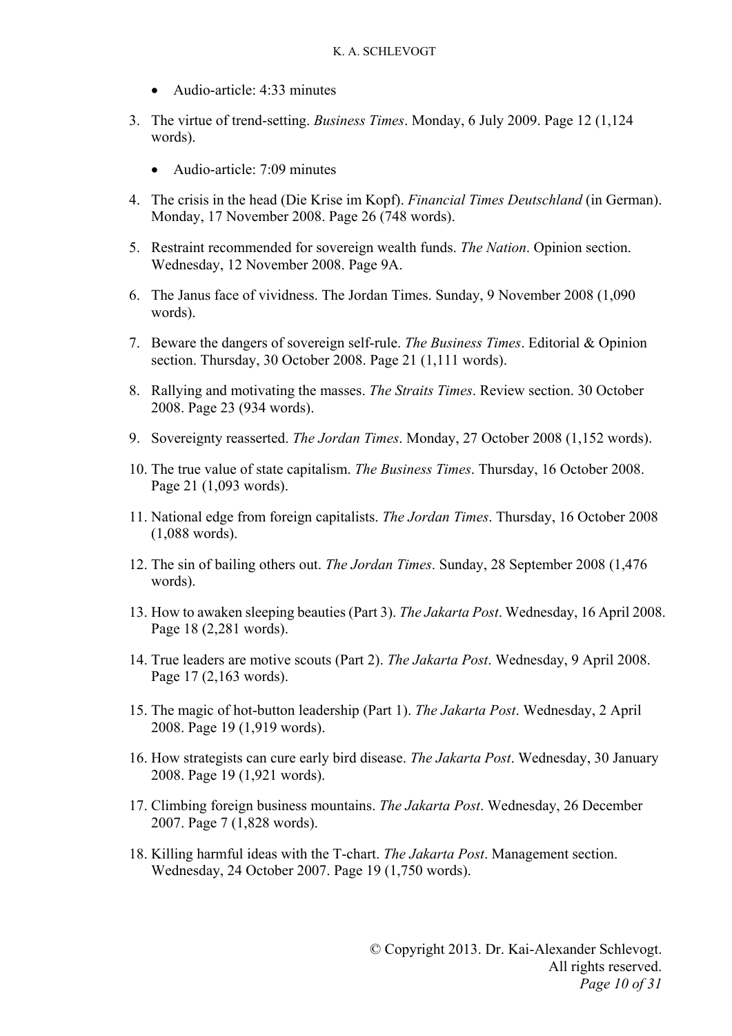- Audio-article: 4:33 minutes

3. The virtue of trend-setting. *Business Times*. Monday, 6 July 2009. Page 12 (1,124 words).

    - Audio-article: 7:09 minutes

4. The crisis in the head (Die Krise im Kopf). *Financial Times Deutschland* (in German). Monday, 17 November 2008. Page 26 (748 words).

5. Restraint recommended for sovereign wealth funds. *The Nation*. Opinion section. Wednesday, 12 November 2008. Page 9A.

6. The Janus face of vividness. The Jordan Times. Sunday, 9 November 2008 (1,090 words).

7. Beware the dangers of sovereign self-rule. *The Business Times*. Editorial & Opinion section. Thursday, 30 October 2008. Page 21 (1,111 words).

8. Rallying and motivating the masses. *The Straits Times*. Review section. 30 October 2008. Page 23 (934 words).

9. Sovereignty reasserted. *The Jordan Times*. Monday, 27 October 2008 (1,152 words).

10. The true value of state capitalism. *The Business Times*. Thursday, 16 October 2008. Page 21 (1,093 words).

11. National edge from foreign capitalists. *The Jordan Times*. Thursday, 16 October 2008 (1,088 words).

12. The sin of bailing others out. *The Jordan Times*. Sunday, 28 September 2008 (1,476 words).

13. How to awaken sleeping beauties (Part 3). *The Jakarta Post*. Wednesday, 16 April 2008. Page 18 (2,281 words).

14. True leaders are motive scouts (Part 2). *The Jakarta Post*. Wednesday, 9 April 2008. Page 17 (2,163 words).

15. The magic of hot-button leadership (Part 1). *The Jakarta Post*. Wednesday, 2 April 2008. Page 19 (1,919 words).

16. How strategists can cure early bird disease. *The Jakarta Post*. Wednesday, 30 January 2008. Page 19 (1,921 words).

17. Climbing foreign business mountains. *The Jakarta Post*. Wednesday, 26 December 2007. Page 7 (1,828 words).

18. Killing harmful ideas with the T-chart. *The Jakarta Post*. Management section. Wednesday, 24 October 2007. Page 19 (1,750 words).

© Copyright 2013. Dr. Kai-Alexander Schlevogt.
All rights reserved.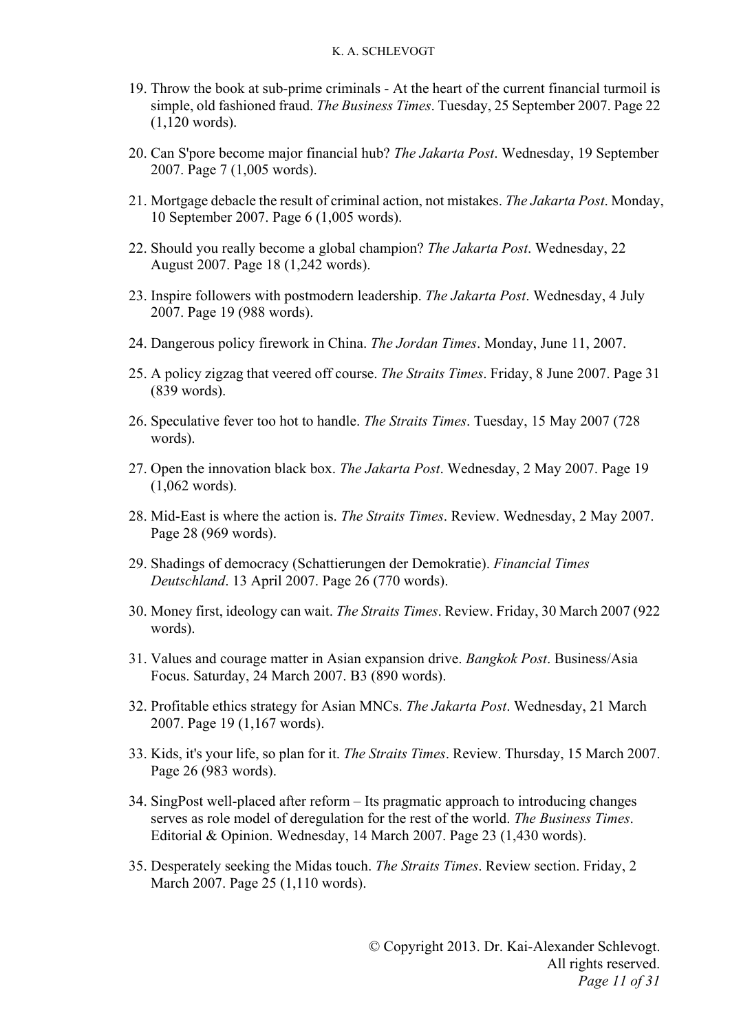19. Throw the book at sub-prime criminals - At the heart of the current financial turmoil is simple, old fashioned fraud. *The Business Times*. Tuesday, 25 September 2007. Page 22 (1,120 words).

20. Can S'pore become major financial hub? *The Jakarta Post*. Wednesday, 19 September 2007. Page 7 (1,005 words).

21. Mortgage debacle the result of criminal action, not mistakes. *The Jakarta Post*. Monday, 10 September 2007. Page 6 (1,005 words).

22. Should you really become a global champion? *The Jakarta Post*. Wednesday, 22 August 2007. Page 18 (1,242 words).

23. Inspire followers with postmodern leadership. *The Jakarta Post*. Wednesday, 4 July 2007. Page 19 (988 words).

24. Dangerous policy firework in China. *The Jordan Times*. Monday, June 11, 2007.

25. A policy zigzag that veered off course. *The Straits Times*. Friday, 8 June 2007. Page 31 (839 words).

26. Speculative fever too hot to handle. *The Straits Times*. Tuesday, 15 May 2007 (728 words).

27. Open the innovation black box. *The Jakarta Post*. Wednesday, 2 May 2007. Page 19 (1,062 words).

28. Mid-East is where the action is. *The Straits Times*. Review. Wednesday, 2 May 2007. Page 28 (969 words).

29. Shadings of democracy (Schattierungen der Demokratie). *Financial Times Deutschland*. 13 April 2007. Page 26 (770 words).

30. Money first, ideology can wait. *The Straits Times*. Review. Friday, 30 March 2007 (922 words).

31. Values and courage matter in Asian expansion drive. *Bangkok Post*. Business/Asia Focus. Saturday, 24 March 2007. B3 (890 words).

32. Profitable ethics strategy for Asian MNCs. *The Jakarta Post*. Wednesday, 21 March 2007. Page 19 (1,167 words).

33. Kids, it's your life, so plan for it. *The Straits Times*. Review. Thursday, 15 March 2007. Page 26 (983 words).

34. SingPost well-placed after reform – Its pragmatic approach to introducing changes serves as role model of deregulation for the rest of the world. *The Business Times*. Editorial & Opinion. Wednesday, 14 March 2007. Page 23 (1,430 words).

35. Desperately seeking the Midas touch. *The Straits Times*. Review section. Friday, 2 March 2007. Page 25 (1,110 words).

© Copyright 2013. Dr. Kai-Alexander Schlevogt.
All rights reserved.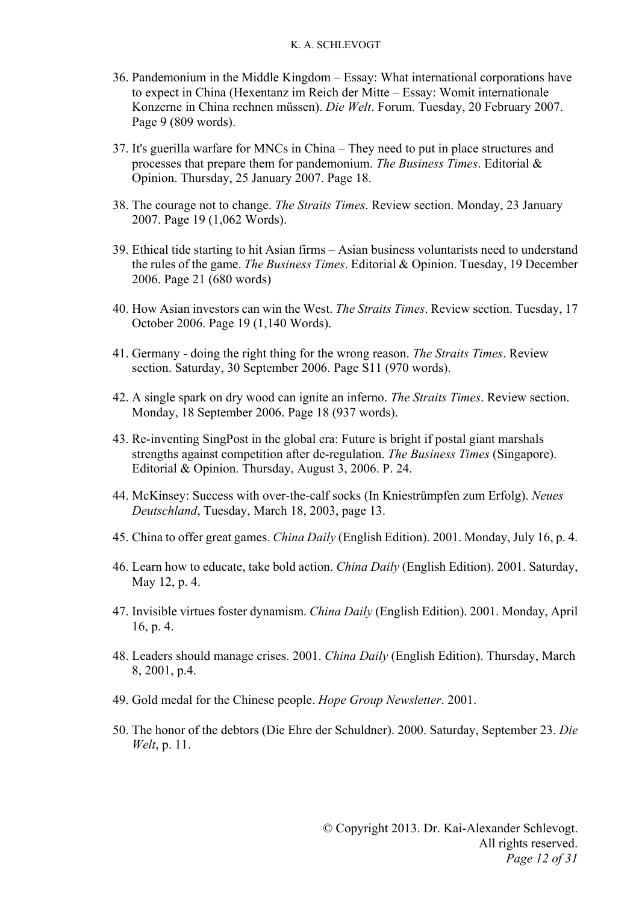36. Pandemonium in the Middle Kingdom – Essay: What international corporations have to expect in China (Hexentanz im Reich der Mitte – Essay: Womit internationale Konzerne in China rechnen müssen). *Die Welt*. Forum. Tuesday, 20 February 2007. Page 9 (809 words).

37. It's guerilla warfare for MNCs in China – They need to put in place structures and processes that prepare them for pandemonium. *The Business Times*. Editorial & Opinion. Thursday, 25 January 2007. Page 18.

38. The courage not to change. *The Straits Times*. Review section. Monday, 23 January 2007. Page 19 (1,062 Words).

39. Ethical tide starting to hit Asian firms – Asian business voluntarists need to understand the rules of the game. *The Business Times*. Editorial & Opinion. Tuesday, 19 December 2006. Page 21 (680 words)

40. How Asian investors can win the West. *The Straits Times*. Review section. Tuesday, 17 October 2006. Page 19 (1,140 Words).

41. Germany - doing the right thing for the wrong reason. *The Straits Times*. Review section. Saturday, 30 September 2006. Page S11 (970 words).

42. A single spark on dry wood can ignite an inferno. *The Straits Times*. Review section. Monday, 18 September 2006. Page 18 (937 words).

43. Re-inventing SingPost in the global era: Future is bright if postal giant marshals strengths against competition after de-regulation. *The Business Times* (Singapore). Editorial & Opinion. Thursday, August 3, 2006. P. 24.

44. McKinsey: Success with over-the-calf socks (In Kniestrümpfen zum Erfolg). *Neues Deutschland*, Tuesday, March 18, 2003, page 13.

45. China to offer great games. *China Daily* (English Edition). 2001. Monday, July 16, p. 4.

46. Learn how to educate, take bold action. *China Daily* (English Edition). 2001. Saturday, May 12, p. 4.

47. Invisible virtues foster dynamism. *China Daily* (English Edition). 2001. Monday, April 16, p. 4.

48. Leaders should manage crises. 2001. *China Daily* (English Edition). Thursday, March 8, 2001, p.4.

49. Gold medal for the Chinese people. *Hope Group Newsletter*. 2001.

50. The honor of the debtors (Die Ehre der Schuldner). 2000. Saturday, September 23. *Die Welt*, p. 11.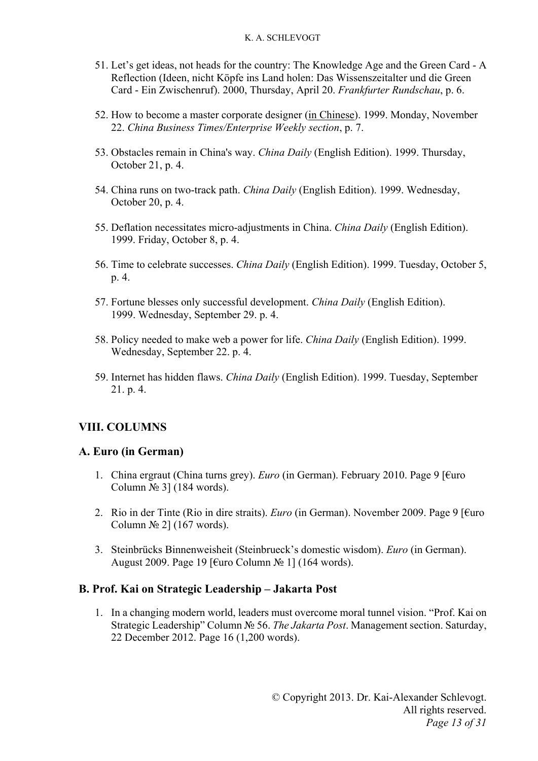51. Let's get ideas, not heads for the country: The Knowledge Age and the Green Card - A Reflection (Ideen, nicht Köpfe ins Land holen: Das Wissenszeitalter und die Green Card - Ein Zwischenruf). 2000, Thursday, April 20. *Frankfurter Rundschau*, p. 6.

52. How to become a master corporate designer (in Chinese). 1999. Monday, November 22. *China Business Times/Enterprise Weekly section*, p. 7.

53. Obstacles remain in China's way. *China Daily* (English Edition). 1999. Thursday, October 21, p. 4.

54. China runs on two-track path. *China Daily* (English Edition). 1999. Wednesday, October 20, p. 4.

55. Deflation necessitates micro-adjustments in China. *China Daily* (English Edition). 1999. Friday, October 8, p. 4.

56. Time to celebrate successes. *China Daily* (English Edition). 1999. Tuesday, October 5, p. 4.

57. Fortune blesses only successful development. *China Daily* (English Edition). 1999. Wednesday, September 29. p. 4.

58. Policy needed to make web a power for life. *China Daily* (English Edition). 1999. Wednesday, September 22. p. 4.

59. Internet has hidden flaws. *China Daily* (English Edition). 1999. Tuesday, September 21. p. 4.

## VIII. COLUMNS

### A. Euro (in German)

1. China ergraut (China turns grey). *Euro* (in German). February 2010. Page 9 [€uro Column № 3] (184 words).

2. Rio in der Tinte (Rio in dire straits). *Euro* (in German). November 2009. Page 9 [€uro Column № 2] (167 words).

3. Steinbrücks Binnenweisheit (Steinbrueck's domestic wisdom). *Euro* (in German). August 2009. Page 19 [€uro Column № 1] (164 words).

### B. Prof. Kai on Strategic Leadership – Jakarta Post

1. In a changing modern world, leaders must overcome moral tunnel vision. "Prof. Kai on Strategic Leadership" Column № 56. *The Jakarta Post*. Management section. Saturday, 22 December 2012. Page 16 (1,200 words).

© Copyright 2013. Dr. Kai-Alexander Schlevogt.
All rights reserved.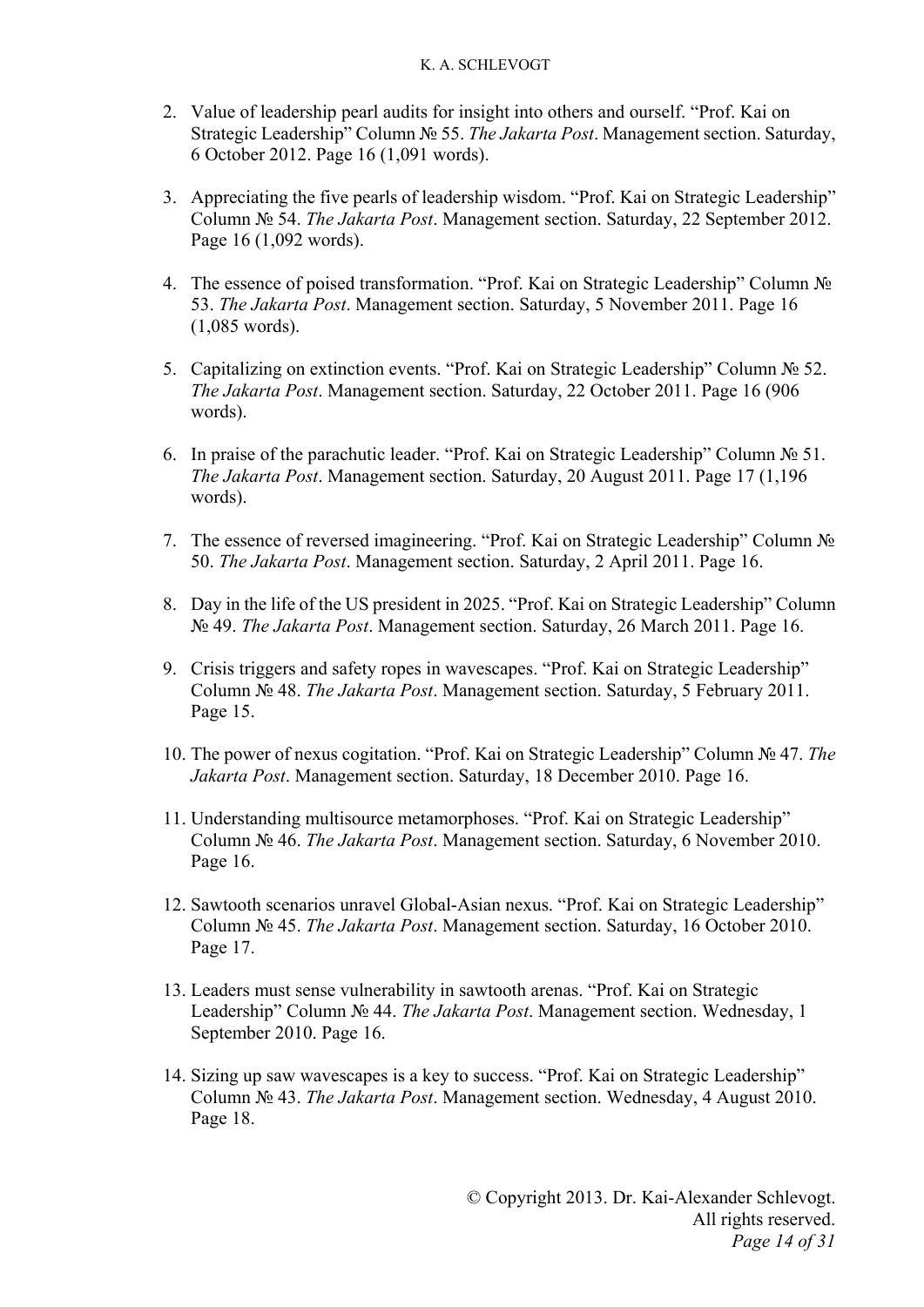2. Value of leadership pearl audits for insight into others and ourself. “Prof. Kai on Strategic Leadership” Column № 55. *The Jakarta Post*. Management section. Saturday, 6 October 2012. Page 16 (1,091 words).

3. Appreciating the five pearls of leadership wisdom. “Prof. Kai on Strategic Leadership” Column № 54. *The Jakarta Post*. Management section. Saturday, 22 September 2012. Page 16 (1,092 words).

4. The essence of poised transformation. “Prof. Kai on Strategic Leadership” Column № 53. *The Jakarta Post*. Management section. Saturday, 5 November 2011. Page 16 (1,085 words).

5. Capitalizing on extinction events. “Prof. Kai on Strategic Leadership” Column № 52. *The Jakarta Post*. Management section. Saturday, 22 October 2011. Page 16 (906 words).

6. In praise of the parachutic leader. “Prof. Kai on Strategic Leadership” Column № 51. *The Jakarta Post*. Management section. Saturday, 20 August 2011. Page 17 (1,196 words).

7. The essence of reversed imagineering. “Prof. Kai on Strategic Leadership” Column № 50. *The Jakarta Post*. Management section. Saturday, 2 April 2011. Page 16.

8. Day in the life of the US president in 2025. “Prof. Kai on Strategic Leadership” Column № 49. *The Jakarta Post*. Management section. Saturday, 26 March 2011. Page 16.

9. Crisis triggers and safety ropes in wavescapes. “Prof. Kai on Strategic Leadership” Column № 48. *The Jakarta Post*. Management section. Saturday, 5 February 2011. Page 15.

10. The power of nexus cogitation. “Prof. Kai on Strategic Leadership” Column № 47. *The Jakarta Post*. Management section. Saturday, 18 December 2010. Page 16.

11. Understanding multisource metamorphoses. “Prof. Kai on Strategic Leadership” Column № 46. *The Jakarta Post*. Management section. Saturday, 6 November 2010. Page 16.

12. Sawtooth scenarios unravel Global-Asian nexus. “Prof. Kai on Strategic Leadership” Column № 45. *The Jakarta Post*. Management section. Saturday, 16 October 2010. Page 17.

13. Leaders must sense vulnerability in sawtooth arenas. “Prof. Kai on Strategic Leadership” Column № 44. *The Jakarta Post*. Management section. Wednesday, 1 September 2010. Page 16.

14. Sizing up saw wavescapes is a key to success. “Prof. Kai on Strategic Leadership” Column № 43. *The Jakarta Post*. Management section. Wednesday, 4 August 2010. Page 18.

© Copyright 2013. Dr. Kai-Alexander Schlevogt. All rights reserved.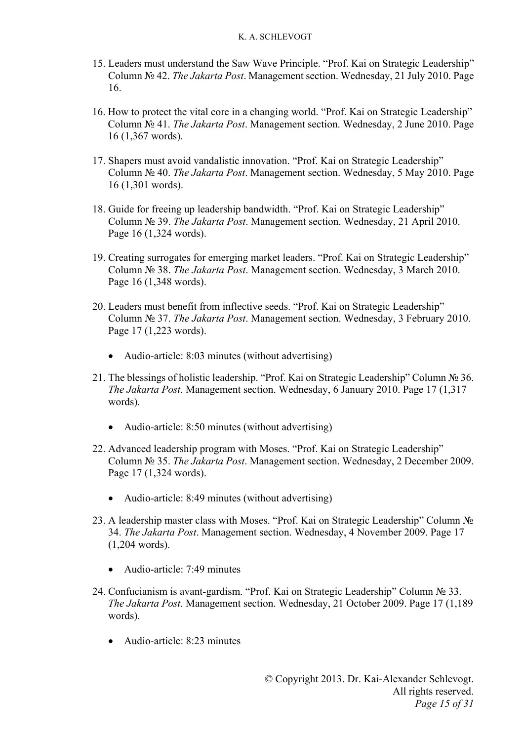15. Leaders must understand the Saw Wave Principle. “Prof. Kai on Strategic Leadership” Column № 42. *The Jakarta Post*. Management section. Wednesday, 21 July 2010. Page 16.

16. How to protect the vital core in a changing world. “Prof. Kai on Strategic Leadership” Column № 41. *The Jakarta Post*. Management section. Wednesday, 2 June 2010. Page 16 (1,367 words).

17. Shapers must avoid vandalistic innovation. “Prof. Kai on Strategic Leadership” Column № 40. *The Jakarta Post*. Management section. Wednesday, 5 May 2010. Page 16 (1,301 words).

18. Guide for freeing up leadership bandwidth. “Prof. Kai on Strategic Leadership” Column № 39. *The Jakarta Post*. Management section. Wednesday, 21 April 2010. Page 16 (1,324 words).

19. Creating surrogates for emerging market leaders. “Prof. Kai on Strategic Leadership” Column № 38. *The Jakarta Post*. Management section. Wednesday, 3 March 2010. Page 16 (1,348 words).

20. Leaders must benefit from inflective seeds. “Prof. Kai on Strategic Leadership” Column № 37. *The Jakarta Post*. Management section. Wednesday, 3 February 2010. Page 17 (1,223 words).

    - Audio-article: 8:03 minutes (without advertising)

21. The blessings of holistic leadership. “Prof. Kai on Strategic Leadership” Column № 36. *The Jakarta Post*. Management section. Wednesday, 6 January 2010. Page 17 (1,317 words).

    - Audio-article: 8:50 minutes (without advertising)

22. Advanced leadership program with Moses. “Prof. Kai on Strategic Leadership” Column № 35. *The Jakarta Post*. Management section. Wednesday, 2 December 2009. Page 17 (1,324 words).

    - Audio-article: 8:49 minutes (without advertising)

23. A leadership master class with Moses. “Prof. Kai on Strategic Leadership” Column № 34. *The Jakarta Post*. Management section. Wednesday, 4 November 2009. Page 17 (1,204 words).

    - Audio-article: 7:49 minutes

24. Confucianism is avant-gardism. “Prof. Kai on Strategic Leadership” Column № 33. *The Jakarta Post*. Management section. Wednesday, 21 October 2009. Page 17 (1,189 words).

    - Audio-article: 8:23 minutes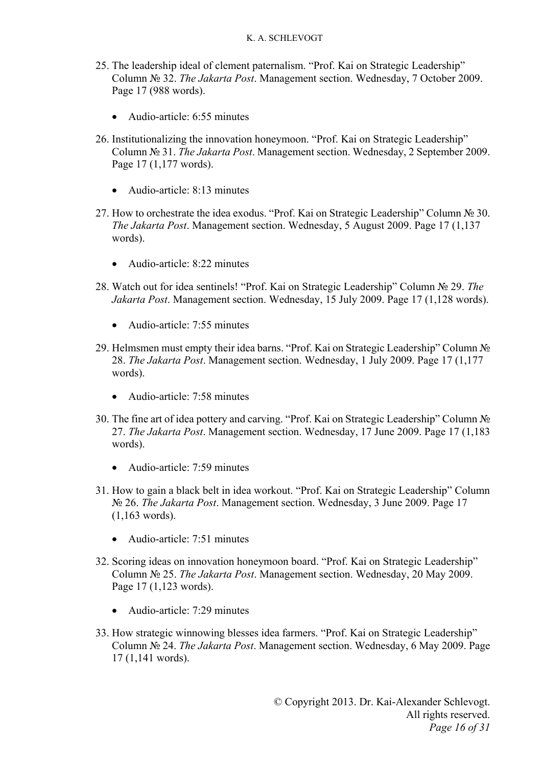25. The leadership ideal of clement paternalism. “Prof. Kai on Strategic Leadership” Column № 32. *The Jakarta Post*. Management section. Wednesday, 7 October 2009. Page 17 (988 words).

    - Audio-article: 6:55 minutes

26. Institutionalizing the innovation honeymoon. “Prof. Kai on Strategic Leadership” Column № 31. *The Jakarta Post*. Management section. Wednesday, 2 September 2009. Page 17 (1,177 words).

    - Audio-article: 8:13 minutes

27. How to orchestrate the idea exodus. “Prof. Kai on Strategic Leadership” Column № 30. *The Jakarta Post*. Management section. Wednesday, 5 August 2009. Page 17 (1,137 words).

    - Audio-article: 8:22 minutes

28. Watch out for idea sentinels! “Prof. Kai on Strategic Leadership” Column № 29. *The Jakarta Post*. Management section. Wednesday, 15 July 2009. Page 17 (1,128 words).

    - Audio-article: 7:55 minutes

29. Helmsmen must empty their idea barns. “Prof. Kai on Strategic Leadership” Column № 28. *The Jakarta Post*. Management section. Wednesday, 1 July 2009. Page 17 (1,177 words).

    - Audio-article: 7:58 minutes

30. The fine art of idea pottery and carving. “Prof. Kai on Strategic Leadership” Column № 27. *The Jakarta Post*. Management section. Wednesday, 17 June 2009. Page 17 (1,183 words).

    - Audio-article: 7:59 minutes

31. How to gain a black belt in idea workout. “Prof. Kai on Strategic Leadership” Column № 26. *The Jakarta Post*. Management section. Wednesday, 3 June 2009. Page 17 (1,163 words).

    - Audio-article: 7:51 minutes

32. Scoring ideas on innovation honeymoon board. “Prof. Kai on Strategic Leadership” Column № 25. *The Jakarta Post*. Management section. Wednesday, 20 May 2009. Page 17 (1,123 words).

    - Audio-article: 7:29 minutes

33. How strategic winnowing blesses idea farmers. “Prof. Kai on Strategic Leadership” Column № 24. *The Jakarta Post*. Management section. Wednesday, 6 May 2009. Page 17 (1,141 words).

© Copyright 2013. Dr. Kai-Alexander Schlevogt. All rights reserved.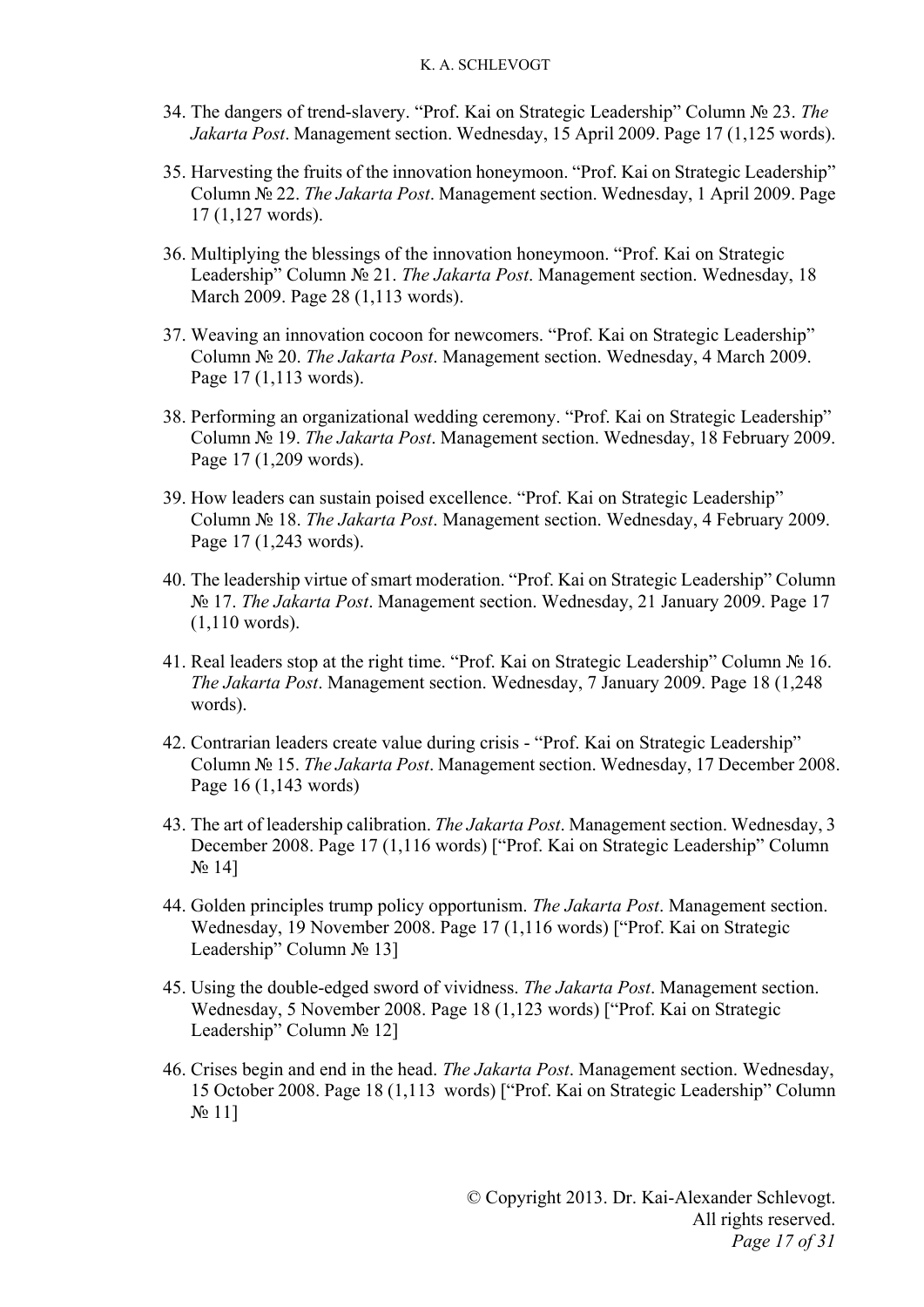34. The dangers of trend-slavery. "Prof. Kai on Strategic Leadership" Column № 23. *The Jakarta Post*. Management section. Wednesday, 15 April 2009. Page 17 (1,125 words).

35. Harvesting the fruits of the innovation honeymoon. "Prof. Kai on Strategic Leadership" Column № 22. *The Jakarta Post*. Management section. Wednesday, 1 April 2009. Page 17 (1,127 words).

36. Multiplying the blessings of the innovation honeymoon. "Prof. Kai on Strategic Leadership" Column № 21. *The Jakarta Post*. Management section. Wednesday, 18 March 2009. Page 28 (1,113 words).

37. Weaving an innovation cocoon for newcomers. "Prof. Kai on Strategic Leadership" Column № 20. *The Jakarta Post*. Management section. Wednesday, 4 March 2009. Page 17 (1,113 words).

38. Performing an organizational wedding ceremony. "Prof. Kai on Strategic Leadership" Column № 19. *The Jakarta Post*. Management section. Wednesday, 18 February 2009. Page 17 (1,209 words).

39. How leaders can sustain poised excellence. "Prof. Kai on Strategic Leadership" Column № 18. *The Jakarta Post*. Management section. Wednesday, 4 February 2009. Page 17 (1,243 words).

40. The leadership virtue of smart moderation. "Prof. Kai on Strategic Leadership" Column № 17. *The Jakarta Post*. Management section. Wednesday, 21 January 2009. Page 17 (1,110 words).

41. Real leaders stop at the right time. "Prof. Kai on Strategic Leadership" Column № 16. *The Jakarta Post*. Management section. Wednesday, 7 January 2009. Page 18 (1,248 words).

42. Contrarian leaders create value during crisis - "Prof. Kai on Strategic Leadership" Column № 15. *The Jakarta Post*. Management section. Wednesday, 17 December 2008. Page 16 (1,143 words)

43. The art of leadership calibration. *The Jakarta Post*. Management section. Wednesday, 3 December 2008. Page 17 (1,116 words) ["Prof. Kai on Strategic Leadership" Column № 14]

44. Golden principles trump policy opportunism. *The Jakarta Post*. Management section. Wednesday, 19 November 2008. Page 17 (1,116 words) ["Prof. Kai on Strategic Leadership" Column № 13]

45. Using the double-edged sword of vividness. *The Jakarta Post*. Management section. Wednesday, 5 November 2008. Page 18 (1,123 words) ["Prof. Kai on Strategic Leadership" Column № 12]

46. Crises begin and end in the head. *The Jakarta Post*. Management section. Wednesday, 15 October 2008. Page 18 (1,113 words) ["Prof. Kai on Strategic Leadership" Column № 11]

© Copyright 2013. Dr. Kai-Alexander Schlevogt. All rights reserved.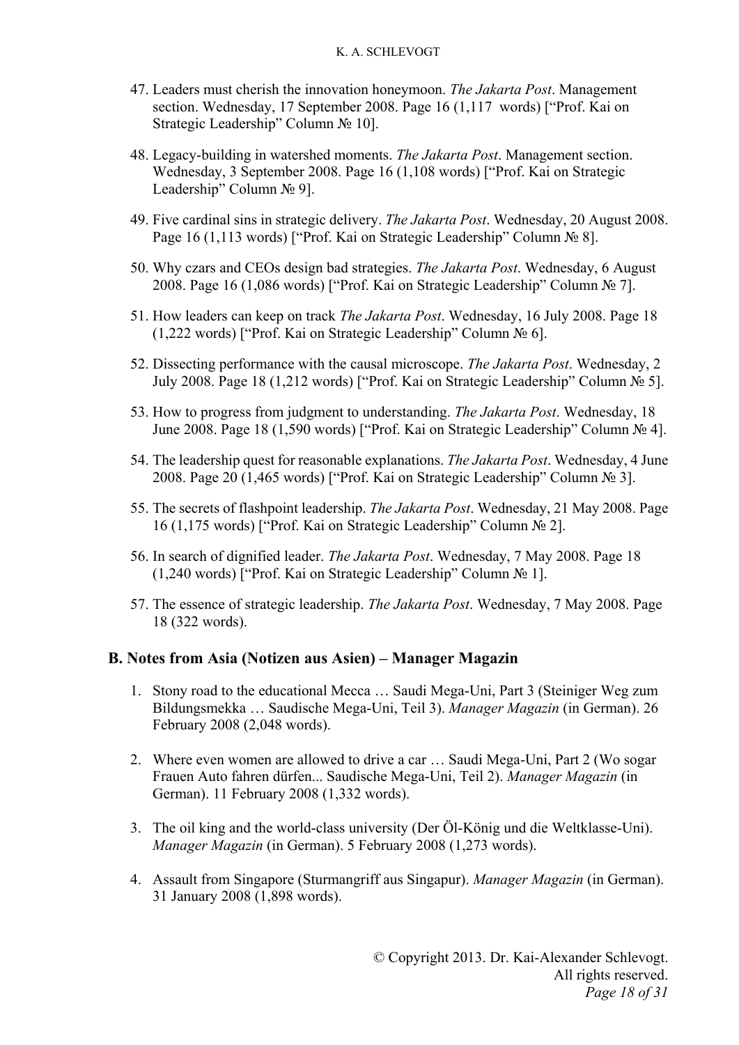47. Leaders must cherish the innovation honeymoon. *The Jakarta Post*. Management section. Wednesday, 17 September 2008. Page 16 (1,117 words) ["Prof. Kai on Strategic Leadership" Column № 10].

48. Legacy-building in watershed moments. *The Jakarta Post*. Management section. Wednesday, 3 September 2008. Page 16 (1,108 words) ["Prof. Kai on Strategic Leadership" Column № 9].

49. Five cardinal sins in strategic delivery. *The Jakarta Post*. Wednesday, 20 August 2008. Page 16 (1,113 words) ["Prof. Kai on Strategic Leadership" Column № 8].

50. Why czars and CEOs design bad strategies. *The Jakarta Post*. Wednesday, 6 August 2008. Page 16 (1,086 words) ["Prof. Kai on Strategic Leadership" Column № 7].

51. How leaders can keep on track *The Jakarta Post*. Wednesday, 16 July 2008. Page 18 (1,222 words) ["Prof. Kai on Strategic Leadership" Column № 6].

52. Dissecting performance with the causal microscope. *The Jakarta Post*. Wednesday, 2 July 2008. Page 18 (1,212 words) ["Prof. Kai on Strategic Leadership" Column № 5].

53. How to progress from judgment to understanding. *The Jakarta Post*. Wednesday, 18 June 2008. Page 18 (1,590 words) ["Prof. Kai on Strategic Leadership" Column № 4].

54. The leadership quest for reasonable explanations. *The Jakarta Post*. Wednesday, 4 June 2008. Page 20 (1,465 words) ["Prof. Kai on Strategic Leadership" Column № 3].

55. The secrets of flashpoint leadership. *The Jakarta Post*. Wednesday, 21 May 2008. Page 16 (1,175 words) ["Prof. Kai on Strategic Leadership" Column № 2].

56. In search of dignified leader. *The Jakarta Post*. Wednesday, 7 May 2008. Page 18 (1,240 words) ["Prof. Kai on Strategic Leadership" Column № 1].

57. The essence of strategic leadership. *The Jakarta Post*. Wednesday, 7 May 2008. Page 18 (322 words).

## B. Notes from Asia (Notizen aus Asien) – Manager Magazin

1. Stony road to the educational Mecca … Saudi Mega-Uni, Part 3 (Steiniger Weg zum Bildungsmekka … Saudische Mega-Uni, Teil 3). *Manager Magazin* (in German). 26 February 2008 (2,048 words).

2. Where even women are allowed to drive a car … Saudi Mega-Uni, Part 2 (Wo sogar Frauen Auto fahren dürfen... Saudische Mega-Uni, Teil 2). *Manager Magazin* (in German). 11 February 2008 (1,332 words).

3. The oil king and the world-class university (Der Öl-König und die Weltklasse-Uni). *Manager Magazin* (in German). 5 February 2008 (1,273 words).

4. Assault from Singapore (Sturmangriff aus Singapur). *Manager Magazin* (in German). 31 January 2008 (1,898 words).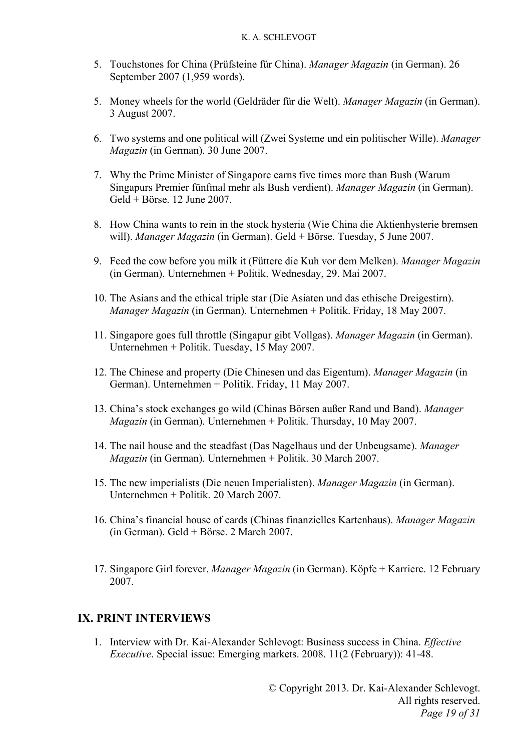5. Touchstones for China (Prüfsteine für China). *Manager Magazin* (in German). 26 September 2007 (1,959 words).

5. Money wheels for the world (Geldräder für die Welt). *Manager Magazin* (in German). 3 August 2007.

6. Two systems and one political will (Zwei Systeme und ein politischer Wille). *Manager Magazin* (in German). 30 June 2007.

7. Why the Prime Minister of Singapore earns five times more than Bush (Warum Singapurs Premier fünfmal mehr als Bush verdient). *Manager Magazin* (in German). Geld + Börse. 12 June 2007.

8. How China wants to rein in the stock hysteria (Wie China die Aktienhysterie bremsen will). *Manager Magazin* (in German). Geld + Börse. Tuesday, 5 June 2007.

9. Feed the cow before you milk it (Füttere die Kuh vor dem Melken). *Manager Magazin* (in German). Unternehmen + Politik. Wednesday, 29. Mai 2007.

10. The Asians and the ethical triple star (Die Asiaten und das ethische Dreigestirn). *Manager Magazin* (in German). Unternehmen + Politik. Friday, 18 May 2007.

11. Singapore goes full throttle (Singapur gibt Vollgas). *Manager Magazin* (in German). Unternehmen + Politik. Tuesday, 15 May 2007.

12. The Chinese and property (Die Chinesen und das Eigentum). *Manager Magazin* (in German). Unternehmen + Politik. Friday, 11 May 2007.

13. China's stock exchanges go wild (Chinas Börsen außer Rand und Band). *Manager Magazin* (in German). Unternehmen + Politik. Thursday, 10 May 2007.

14. The nail house and the steadfast (Das Nagelhaus und der Unbeugsame). *Manager Magazin* (in German). Unternehmen + Politik. 30 March 2007.

15. The new imperialists (Die neuen Imperialisten). *Manager Magazin* (in German). Unternehmen + Politik. 20 March 2007.

16. China's financial house of cards (Chinas finanzielles Kartenhaus). *Manager Magazin* (in German). Geld + Börse. 2 March 2007.

17. Singapore Girl forever. *Manager Magazin* (in German). Köpfe + Karriere. 12 February 2007.

## IX. PRINT INTERVIEWS

1. Interview with Dr. Kai-Alexander Schlevogt: Business success in China. *Effective Executive*. Special issue: Emerging markets. 2008. 11(2 (February)): 41-48.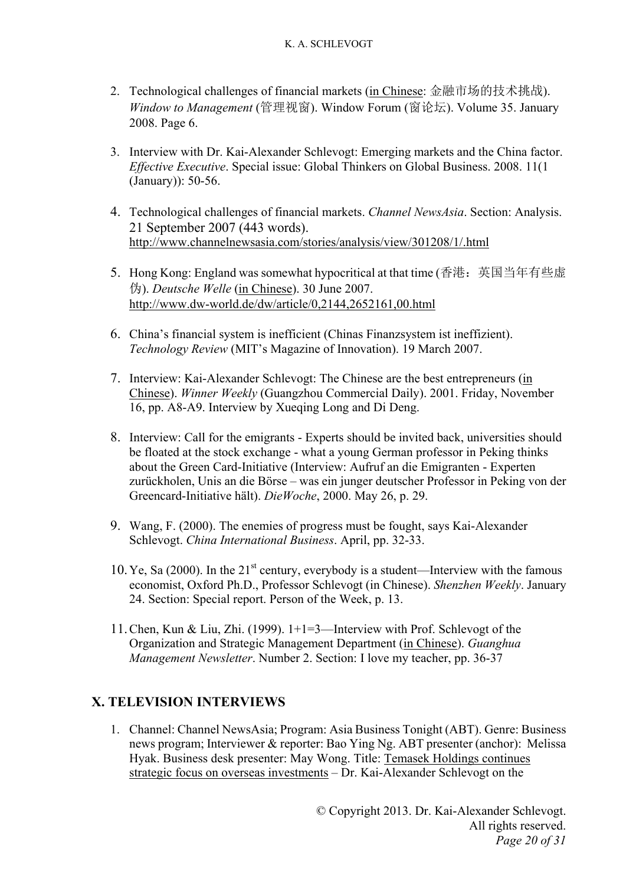2. Technological challenges of financial markets (in Chinese: 金融市场的技术挑战). *Window to Management* (管理视窗). Window Forum (窗论坛). Volume 35. January 2008. Page 6.

3. Interview with Dr. Kai-Alexander Schlevogt: Emerging markets and the China factor. *Effective Executive*. Special issue: Global Thinkers on Global Business. 2008. 11(1 (January)): 50-56.

4. Technological challenges of financial markets. *Channel NewsAsia*. Section: Analysis. 21 September 2007 (443 words). http://www.channelnewsasia.com/stories/analysis/view/301208/1/.html

5. Hong Kong: England was somewhat hypocritical at that time (香港：英国当年有些虚伪). *Deutsche Welle* (in Chinese). 30 June 2007. http://www.dw-world.de/dw/article/0,2144,2652161,00.html

6. China's financial system is inefficient (Chinas Finanzsystem ist ineffizient). *Technology Review* (MIT's Magazine of Innovation). 19 March 2007.

7. Interview: Kai-Alexander Schlevogt: The Chinese are the best entrepreneurs (in Chinese). *Winner Weekly* (Guangzhou Commercial Daily). 2001. Friday, November 16, pp. A8-A9. Interview by Xueqing Long and Di Deng.

8. Interview: Call for the emigrants - Experts should be invited back, universities should be floated at the stock exchange - what a young German professor in Peking thinks about the Green Card-Initiative (Interview: Aufruf an die Emigranten - Experten zurückholen, Unis an die Börse – was ein junger deutscher Professor in Peking von der Greencard-Initiative hält). *DieWoche*, 2000. May 26, p. 29.

9. Wang, F. (2000). The enemies of progress must be fought, says Kai-Alexander Schlevogt. *China International Business*. April, pp. 32-33.

10. Ye, Sa (2000). In the 21st century, everybody is a student—Interview with the famous economist, Oxford Ph.D., Professor Schlevogt (in Chinese). *Shenzhen Weekly*. January 24. Section: Special report. Person of the Week, p. 13.

11. Chen, Kun & Liu, Zhi. (1999). 1+1=3—Interview with Prof. Schlevogt of the Organization and Strategic Management Department (in Chinese). *Guanghua Management Newsletter*. Number 2. Section: I love my teacher, pp. 36-37

## X. TELEVISION INTERVIEWS

1. Channel: Channel NewsAsia; Program: Asia Business Tonight (ABT). Genre: Business news program; Interviewer & reporter: Bao Ying Ng. ABT presenter (anchor): Melissa Hyak. Business desk presenter: May Wong. Title: Temasek Holdings continues strategic focus on overseas investments – Dr. Kai-Alexander Schlevogt on the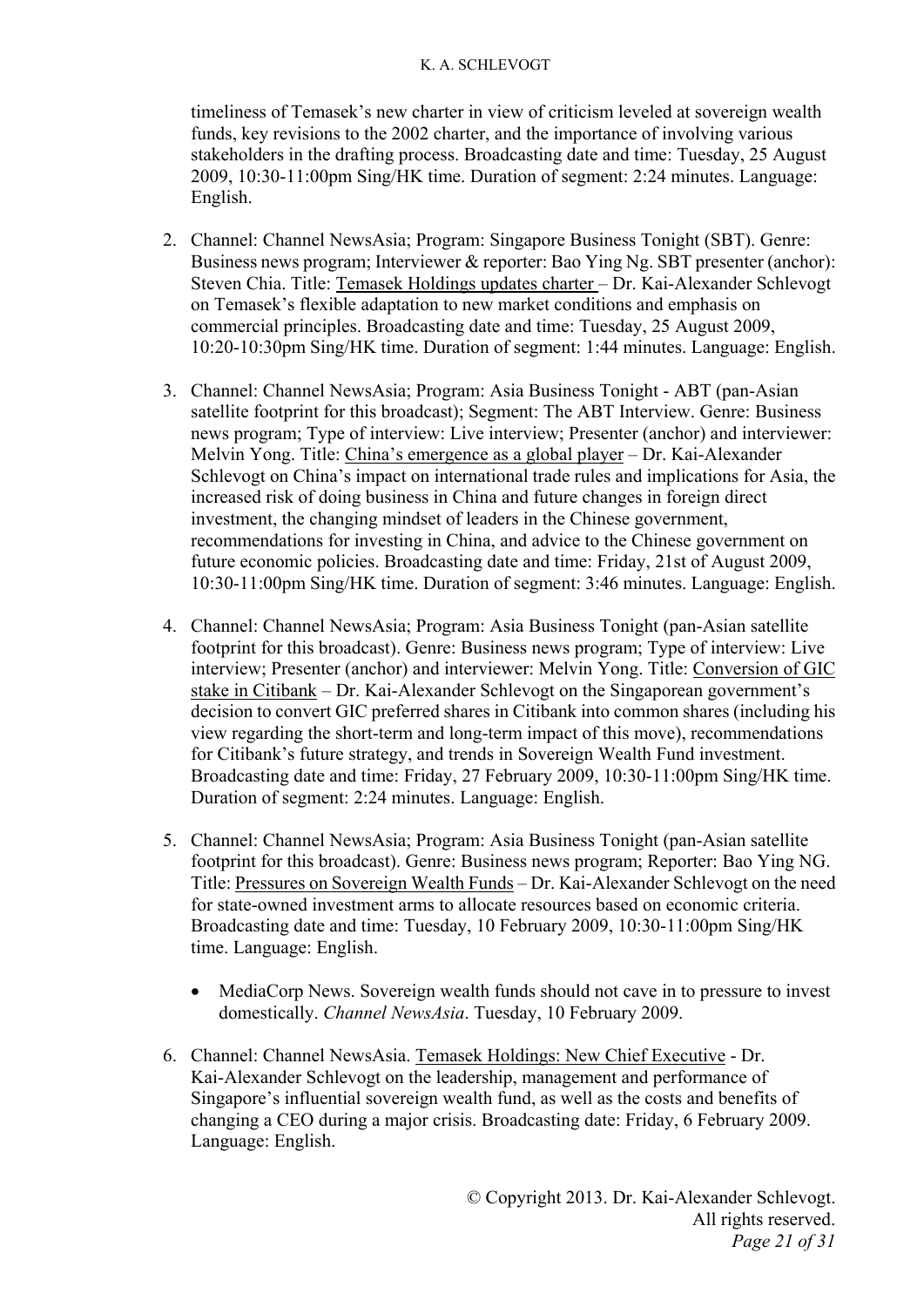timeliness of Temasek's new charter in view of criticism leveled at sovereign wealth funds, key revisions to the 2002 charter, and the importance of involving various stakeholders in the drafting process. Broadcasting date and time: Tuesday, 25 August 2009, 10:30-11:00pm Sing/HK time. Duration of segment: 2:24 minutes. Language: English.

2. Channel: Channel NewsAsia; Program: Singapore Business Tonight (SBT). Genre: Business news program; Interviewer & reporter: Bao Ying Ng. SBT presenter (anchor): Steven Chia. Title: Temasek Holdings updates charter – Dr. Kai-Alexander Schlevogt on Temasek's flexible adaptation to new market conditions and emphasis on commercial principles. Broadcasting date and time: Tuesday, 25 August 2009, 10:20-10:30pm Sing/HK time. Duration of segment: 1:44 minutes. Language: English.

3. Channel: Channel NewsAsia; Program: Asia Business Tonight - ABT (pan-Asian satellite footprint for this broadcast); Segment: The ABT Interview. Genre: Business news program; Type of interview: Live interview; Presenter (anchor) and interviewer: Melvin Yong. Title: China's emergence as a global player – Dr. Kai-Alexander Schlevogt on China's impact on international trade rules and implications for Asia, the increased risk of doing business in China and future changes in foreign direct investment, the changing mindset of leaders in the Chinese government, recommendations for investing in China, and advice to the Chinese government on future economic policies. Broadcasting date and time: Friday, 21st of August 2009, 10:30-11:00pm Sing/HK time. Duration of segment: 3:46 minutes. Language: English.

4. Channel: Channel NewsAsia; Program: Asia Business Tonight (pan-Asian satellite footprint for this broadcast). Genre: Business news program; Type of interview: Live interview; Presenter (anchor) and interviewer: Melvin Yong. Title: Conversion of GIC stake in Citibank – Dr. Kai-Alexander Schlevogt on the Singaporean government's decision to convert GIC preferred shares in Citibank into common shares (including his view regarding the short-term and long-term impact of this move), recommendations for Citibank's future strategy, and trends in Sovereign Wealth Fund investment. Broadcasting date and time: Friday, 27 February 2009, 10:30-11:00pm Sing/HK time. Duration of segment: 2:24 minutes. Language: English.

5. Channel: Channel NewsAsia; Program: Asia Business Tonight (pan-Asian satellite footprint for this broadcast). Genre: Business news program; Reporter: Bao Ying NG. Title: Pressures on Sovereign Wealth Funds – Dr. Kai-Alexander Schlevogt on the need for state-owned investment arms to allocate resources based on economic criteria. Broadcasting date and time: Tuesday, 10 February 2009, 10:30-11:00pm Sing/HK time. Language: English.

   - MediaCorp News. Sovereign wealth funds should not cave in to pressure to invest domestically. *Channel NewsAsia*. Tuesday, 10 February 2009.

6. Channel: Channel NewsAsia. Temasek Holdings: New Chief Executive - Dr. Kai-Alexander Schlevogt on the leadership, management and performance of Singapore's influential sovereign wealth fund, as well as the costs and benefits of changing a CEO during a major crisis. Broadcasting date: Friday, 6 February 2009. Language: English.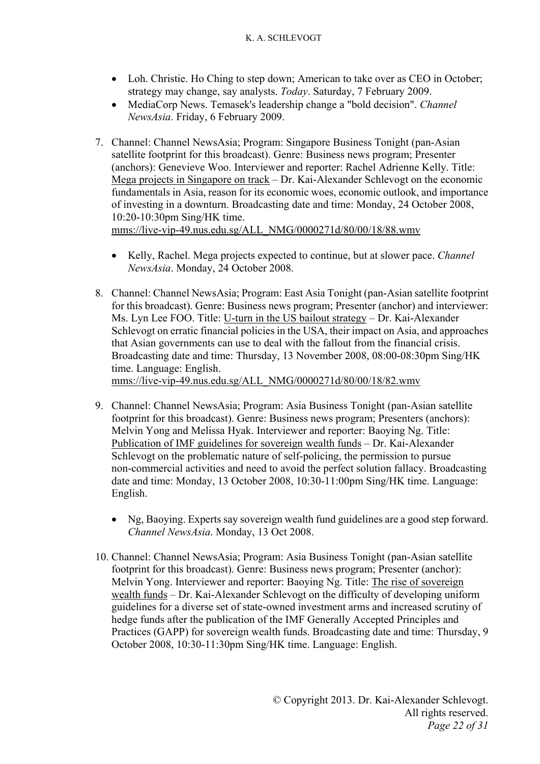- Loh. Christie. Ho Ching to step down; American to take over as CEO in October; strategy may change, say analysts. *Today*. Saturday, 7 February 2009.
- MediaCorp News. Temasek's leadership change a "bold decision". *Channel NewsAsia*. Friday, 6 February 2009.

7. Channel: Channel NewsAsia; Program: Singapore Business Tonight (pan-Asian satellite footprint for this broadcast). Genre: Business news program; Presenter (anchors): Genevieve Woo. Interviewer and reporter: Rachel Adrienne Kelly. Title: Mega projects in Singapore on track – Dr. Kai-Alexander Schlevogt on the economic fundamentals in Asia, reason for its economic woes, economic outlook, and importance of investing in a downturn. Broadcasting date and time: Monday, 24 October 2008, 10:20-10:30pm Sing/HK time.
mms://live-vip-49.nus.edu.sg/ALL_NMG/0000271d/80/00/18/88.wmv

    - Kelly, Rachel. Mega projects expected to continue, but at slower pace. *Channel NewsAsia*. Monday, 24 October 2008.

8. Channel: Channel NewsAsia; Program: East Asia Tonight (pan-Asian satellite footprint for this broadcast). Genre: Business news program; Presenter (anchor) and interviewer: Ms. Lyn Lee FOO. Title: U-turn in the US bailout strategy – Dr. Kai-Alexander Schlevogt on erratic financial policies in the USA, their impact on Asia, and approaches that Asian governments can use to deal with the fallout from the financial crisis. Broadcasting date and time: Thursday, 13 November 2008, 08:00-08:30pm Sing/HK time. Language: English.
mms://live-vip-49.nus.edu.sg/ALL_NMG/0000271d/80/00/18/82.wmv

9. Channel: Channel NewsAsia; Program: Asia Business Tonight (pan-Asian satellite footprint for this broadcast). Genre: Business news program; Presenters (anchors): Melvin Yong and Melissa Hyak. Interviewer and reporter: Baoying Ng. Title: Publication of IMF guidelines for sovereign wealth funds – Dr. Kai-Alexander Schlevogt on the problematic nature of self-policing, the permission to pursue non-commercial activities and need to avoid the perfect solution fallacy. Broadcasting date and time: Monday, 13 October 2008, 10:30-11:00pm Sing/HK time. Language: English.

    - Ng, Baoying. Experts say sovereign wealth fund guidelines are a good step forward. *Channel NewsAsia*. Monday, 13 Oct 2008.

10. Channel: Channel NewsAsia; Program: Asia Business Tonight (pan-Asian satellite footprint for this broadcast). Genre: Business news program; Presenter (anchor): Melvin Yong. Interviewer and reporter: Baoying Ng. Title: The rise of sovereign wealth funds – Dr. Kai-Alexander Schlevogt on the difficulty of developing uniform guidelines for a diverse set of state-owned investment arms and increased scrutiny of hedge funds after the publication of the IMF Generally Accepted Principles and Practices (GAPP) for sovereign wealth funds. Broadcasting date and time: Thursday, 9 October 2008, 10:30-11:30pm Sing/HK time. Language: English.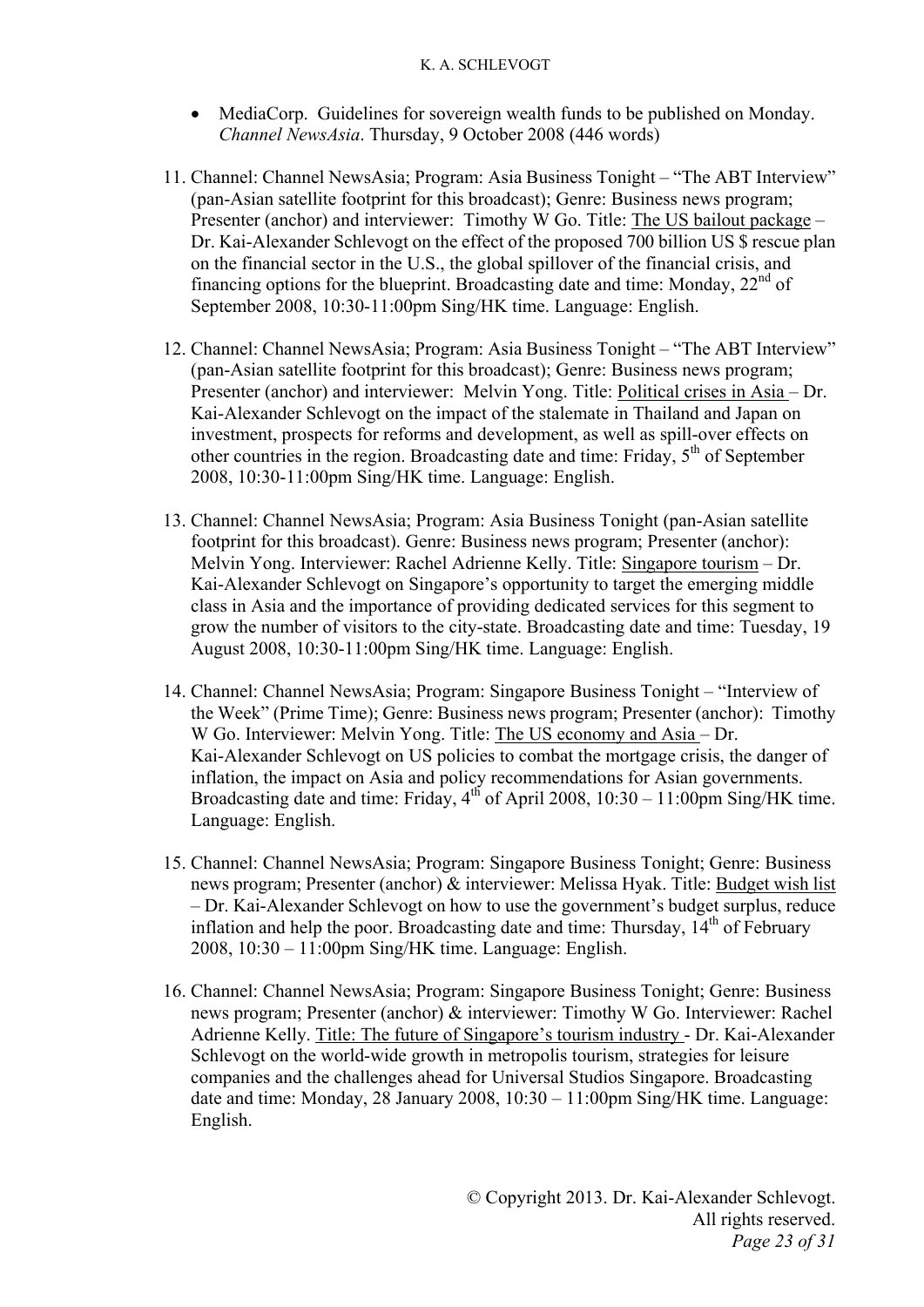- MediaCorp. Guidelines for sovereign wealth funds to be published on Monday. *Channel NewsAsia*. Thursday, 9 October 2008 (446 words)

11. Channel: Channel NewsAsia; Program: Asia Business Tonight – "The ABT Interview" (pan-Asian satellite footprint for this broadcast); Genre: Business news program; Presenter (anchor) and interviewer: Timothy W Go. Title: The US bailout package – Dr. Kai-Alexander Schlevogt on the effect of the proposed 700 billion US $ rescue plan on the financial sector in the U.S., the global spillover of the financial crisis, and financing options for the blueprint. Broadcasting date and time: Monday, 22nd of September 2008, 10:30-11:00pm Sing/HK time. Language: English.

12. Channel: Channel NewsAsia; Program: Asia Business Tonight – "The ABT Interview" (pan-Asian satellite footprint for this broadcast); Genre: Business news program; Presenter (anchor) and interviewer: Melvin Yong. Title: Political crises in Asia – Dr. Kai-Alexander Schlevogt on the impact of the stalemate in Thailand and Japan on investment, prospects for reforms and development, as well as spill-over effects on other countries in the region. Broadcasting date and time: Friday, 5th of September 2008, 10:30-11:00pm Sing/HK time. Language: English.

13. Channel: Channel NewsAsia; Program: Asia Business Tonight (pan-Asian satellite footprint for this broadcast). Genre: Business news program; Presenter (anchor): Melvin Yong. Interviewer: Rachel Adrienne Kelly. Title: Singapore tourism – Dr. Kai-Alexander Schlevogt on Singapore's opportunity to target the emerging middle class in Asia and the importance of providing dedicated services for this segment to grow the number of visitors to the city-state. Broadcasting date and time: Tuesday, 19 August 2008, 10:30-11:00pm Sing/HK time. Language: English.

14. Channel: Channel NewsAsia; Program: Singapore Business Tonight – "Interview of the Week" (Prime Time); Genre: Business news program; Presenter (anchor): Timothy W Go. Interviewer: Melvin Yong. Title: The US economy and Asia – Dr. Kai-Alexander Schlevogt on US policies to combat the mortgage crisis, the danger of inflation, the impact on Asia and policy recommendations for Asian governments. Broadcasting date and time: Friday, 4th of April 2008, 10:30 – 11:00pm Sing/HK time. Language: English.

15. Channel: Channel NewsAsia; Program: Singapore Business Tonight; Genre: Business news program; Presenter (anchor) & interviewer: Melissa Hyak. Title: Budget wish list – Dr. Kai-Alexander Schlevogt on how to use the government's budget surplus, reduce inflation and help the poor. Broadcasting date and time: Thursday, 14th of February 2008, 10:30 – 11:00pm Sing/HK time. Language: English.

16. Channel: Channel NewsAsia; Program: Singapore Business Tonight; Genre: Business news program; Presenter (anchor) & interviewer: Timothy W Go. Interviewer: Rachel Adrienne Kelly. Title: The future of Singapore's tourism industry - Dr. Kai-Alexander Schlevogt on the world-wide growth in metropolis tourism, strategies for leisure companies and the challenges ahead for Universal Studios Singapore. Broadcasting date and time: Monday, 28 January 2008, 10:30 – 11:00pm Sing/HK time. Language: English.

© Copyright 2013. Dr. Kai-Alexander Schlevogt. All rights reserved.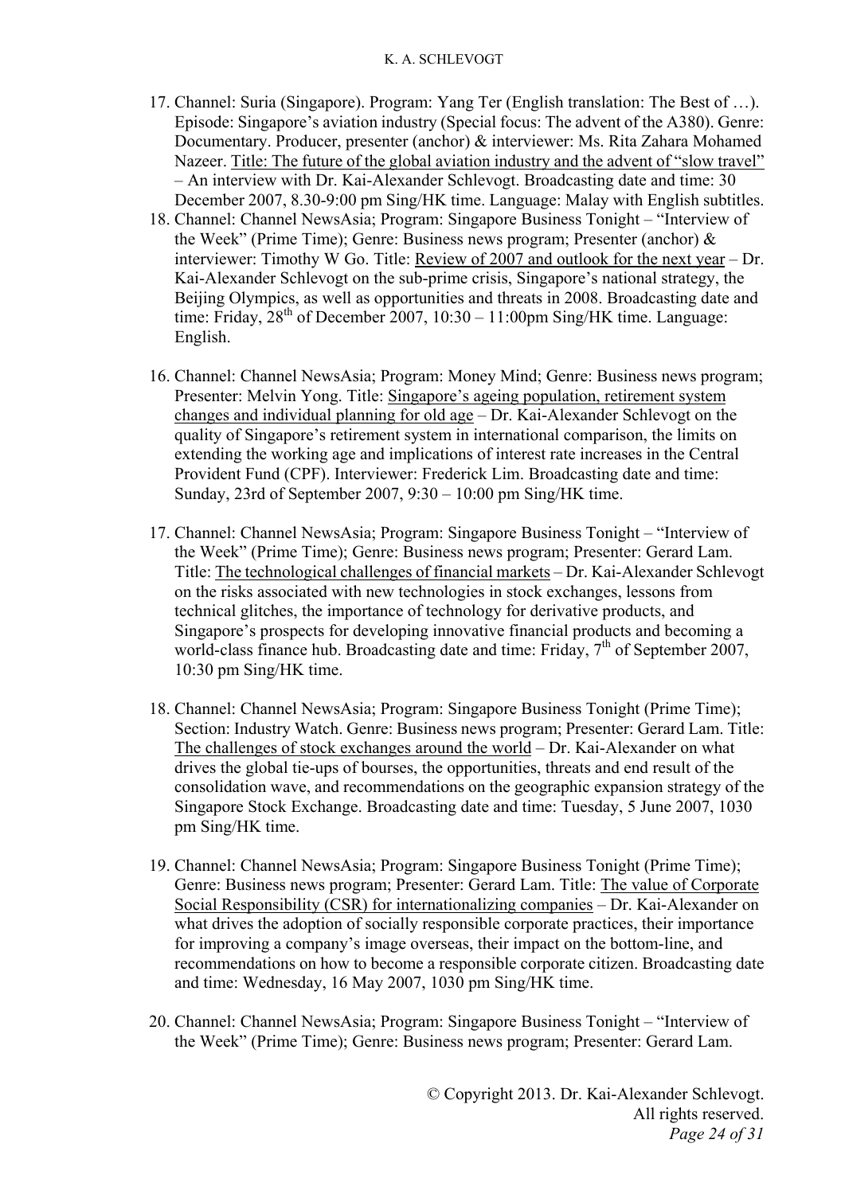17. Channel: Suria (Singapore). Program: Yang Ter (English translation: The Best of …). Episode: Singapore's aviation industry (Special focus: The advent of the A380). Genre: Documentary. Producer, presenter (anchor) & interviewer: Ms. Rita Zahara Mohamed Nazeer. Title: The future of the global aviation industry and the advent of "slow travel" – An interview with Dr. Kai-Alexander Schlevogt. Broadcasting date and time: 30 December 2007, 8.30-9:00 pm Sing/HK time. Language: Malay with English subtitles.
18. Channel: Channel NewsAsia; Program: Singapore Business Tonight – "Interview of the Week" (Prime Time); Genre: Business news program; Presenter (anchor) & interviewer: Timothy W Go. Title: Review of 2007 and outlook for the next year – Dr. Kai-Alexander Schlevogt on the sub-prime crisis, Singapore's national strategy, the Beijing Olympics, as well as opportunities and threats in 2008. Broadcasting date and time: Friday, 28th of December 2007, 10:30 – 11:00pm Sing/HK time. Language: English.

16. Channel: Channel NewsAsia; Program: Money Mind; Genre: Business news program; Presenter: Melvin Yong. Title: Singapore's ageing population, retirement system changes and individual planning for old age – Dr. Kai-Alexander Schlevogt on the quality of Singapore's retirement system in international comparison, the limits on extending the working age and implications of interest rate increases in the Central Provident Fund (CPF). Interviewer: Frederick Lim. Broadcasting date and time: Sunday, 23rd of September 2007, 9:30 – 10:00 pm Sing/HK time.

17. Channel: Channel NewsAsia; Program: Singapore Business Tonight – "Interview of the Week" (Prime Time); Genre: Business news program; Presenter: Gerard Lam. Title: The technological challenges of financial markets – Dr. Kai-Alexander Schlevogt on the risks associated with new technologies in stock exchanges, lessons from technical glitches, the importance of technology for derivative products, and Singapore's prospects for developing innovative financial products and becoming a world-class finance hub. Broadcasting date and time: Friday, 7th of September 2007, 10:30 pm Sing/HK time.

18. Channel: Channel NewsAsia; Program: Singapore Business Tonight (Prime Time); Section: Industry Watch. Genre: Business news program; Presenter: Gerard Lam. Title: The challenges of stock exchanges around the world – Dr. Kai-Alexander on what drives the global tie-ups of bourses, the opportunities, threats and end result of the consolidation wave, and recommendations on the geographic expansion strategy of the Singapore Stock Exchange. Broadcasting date and time: Tuesday, 5 June 2007, 1030 pm Sing/HK time.

19. Channel: Channel NewsAsia; Program: Singapore Business Tonight (Prime Time); Genre: Business news program; Presenter: Gerard Lam. Title: The value of Corporate Social Responsibility (CSR) for internationalizing companies – Dr. Kai-Alexander on what drives the adoption of socially responsible corporate practices, their importance for improving a company's image overseas, their impact on the bottom-line, and recommendations on how to become a responsible corporate citizen. Broadcasting date and time: Wednesday, 16 May 2007, 1030 pm Sing/HK time.

20. Channel: Channel NewsAsia; Program: Singapore Business Tonight – "Interview of the Week" (Prime Time); Genre: Business news program; Presenter: Gerard Lam.

© Copyright 2013. Dr. Kai-Alexander Schlevogt. All rights reserved.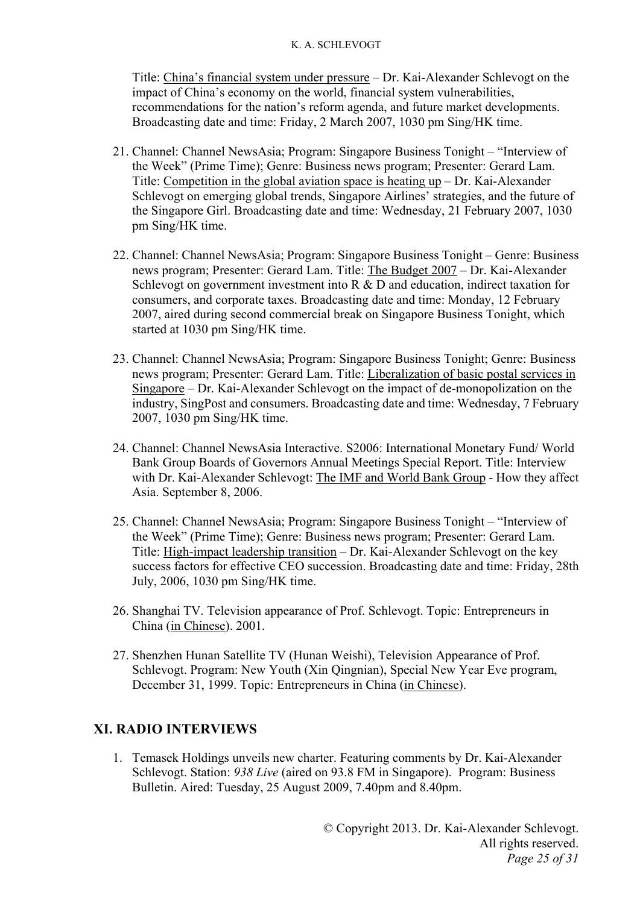Title: China's financial system under pressure – Dr. Kai-Alexander Schlevogt on the impact of China's economy on the world, financial system vulnerabilities, recommendations for the nation's reform agenda, and future market developments. Broadcasting date and time: Friday, 2 March 2007, 1030 pm Sing/HK time.

21. Channel: Channel NewsAsia; Program: Singapore Business Tonight – "Interview of the Week" (Prime Time); Genre: Business news program; Presenter: Gerard Lam. Title: Competition in the global aviation space is heating up – Dr. Kai-Alexander Schlevogt on emerging global trends, Singapore Airlines' strategies, and the future of the Singapore Girl. Broadcasting date and time: Wednesday, 21 February 2007, 1030 pm Sing/HK time.

22. Channel: Channel NewsAsia; Program: Singapore Business Tonight – Genre: Business news program; Presenter: Gerard Lam. Title: The Budget 2007 – Dr. Kai-Alexander Schlevogt on government investment into R & D and education, indirect taxation for consumers, and corporate taxes. Broadcasting date and time: Monday, 12 February 2007, aired during second commercial break on Singapore Business Tonight, which started at 1030 pm Sing/HK time.

23. Channel: Channel NewsAsia; Program: Singapore Business Tonight; Genre: Business news program; Presenter: Gerard Lam. Title: Liberalization of basic postal services in Singapore – Dr. Kai-Alexander Schlevogt on the impact of de-monopolization on the industry, SingPost and consumers. Broadcasting date and time: Wednesday, 7 February 2007, 1030 pm Sing/HK time.

24. Channel: Channel NewsAsia Interactive. S2006: International Monetary Fund/ World Bank Group Boards of Governors Annual Meetings Special Report. Title: Interview with Dr. Kai-Alexander Schlevogt: The IMF and World Bank Group - How they affect Asia. September 8, 2006.

25. Channel: Channel NewsAsia; Program: Singapore Business Tonight – "Interview of the Week" (Prime Time); Genre: Business news program; Presenter: Gerard Lam. Title: High-impact leadership transition – Dr. Kai-Alexander Schlevogt on the key success factors for effective CEO succession. Broadcasting date and time: Friday, 28th July, 2006, 1030 pm Sing/HK time.

26. Shanghai TV. Television appearance of Prof. Schlevogt. Topic: Entrepreneurs in China (in Chinese). 2001.

27. Shenzhen Hunan Satellite TV (Hunan Weishi), Television Appearance of Prof. Schlevogt. Program: New Youth (Xin Qingnian), Special New Year Eve program, December 31, 1999. Topic: Entrepreneurs in China (in Chinese).

## XI. RADIO INTERVIEWS

1. Temasek Holdings unveils new charter. Featuring comments by Dr. Kai-Alexander Schlevogt. Station: *938 Live* (aired on 93.8 FM in Singapore). Program: Business Bulletin. Aired: Tuesday, 25 August 2009, 7.40pm and 8.40pm.

© Copyright 2013. Dr. Kai-Alexander Schlevogt. All rights reserved.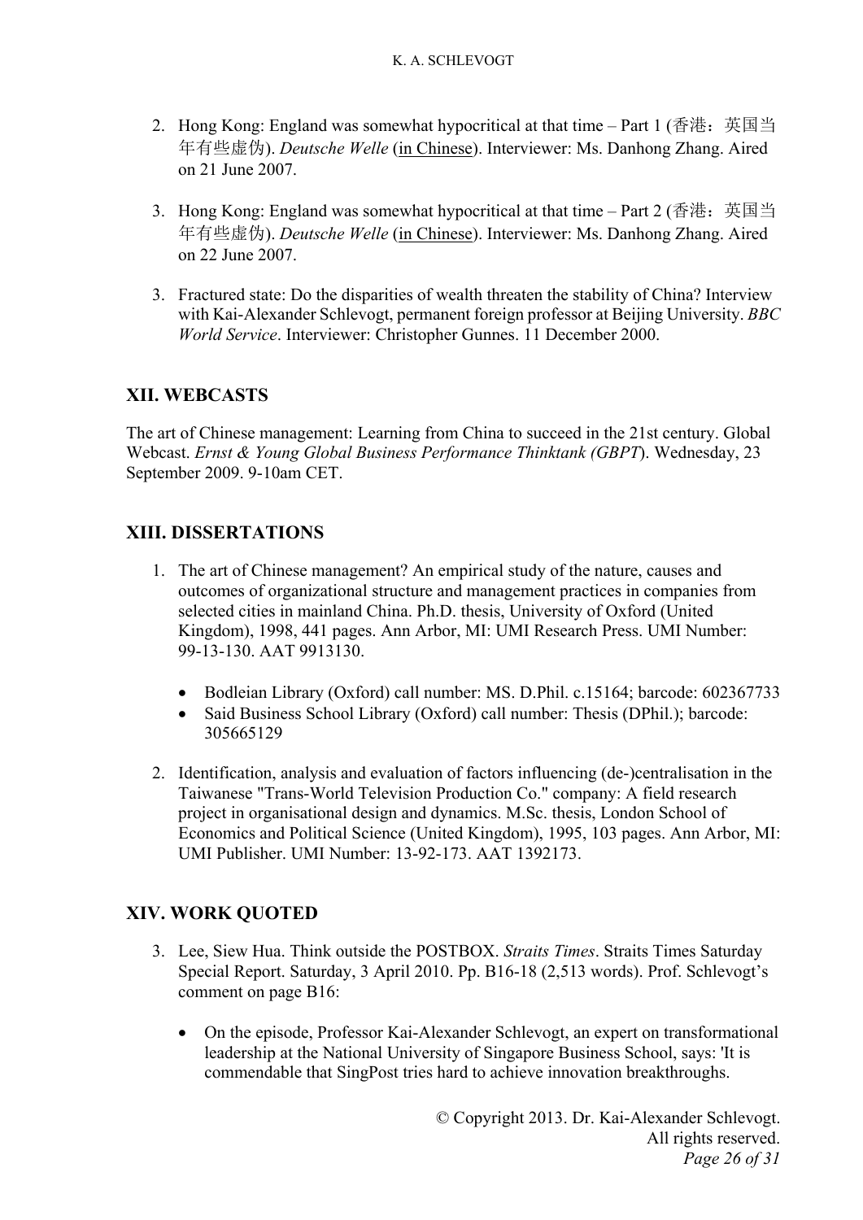2. Hong Kong: England was somewhat hypocritical at that time – Part 1 (香港：英国当年有些虚伪). *Deutsche Welle* (in Chinese). Interviewer: Ms. Danhong Zhang. Aired on 21 June 2007.

3. Hong Kong: England was somewhat hypocritical at that time – Part 2 (香港：英国当年有些虚伪). *Deutsche Welle* (in Chinese). Interviewer: Ms. Danhong Zhang. Aired on 22 June 2007.

3. Fractured state: Do the disparities of wealth threaten the stability of China? Interview with Kai-Alexander Schlevogt, permanent foreign professor at Beijing University. *BBC World Service*. Interviewer: Christopher Gunnes. 11 December 2000.

## XII. WEBCASTS

The art of Chinese management: Learning from China to succeed in the 21st century. Global Webcast. *Ernst & Young Global Business Performance Thinktank (GBPT)*. Wednesday, 23 September 2009. 9-10am CET.

## XIII. DISSERTATIONS

1. The art of Chinese management? An empirical study of the nature, causes and outcomes of organizational structure and management practices in companies from selected cities in mainland China. Ph.D. thesis, University of Oxford (United Kingdom), 1998, 441 pages. Ann Arbor, MI: UMI Research Press. UMI Number: 99-13-130. AAT 9913130.

   - Bodleian Library (Oxford) call number: MS. D.Phil. c.15164; barcode: 602367733
   - Said Business School Library (Oxford) call number: Thesis (DPhil.); barcode: 305665129

2. Identification, analysis and evaluation of factors influencing (de-)centralisation in the Taiwanese "Trans-World Television Production Co." company: A field research project in organisational design and dynamics. M.Sc. thesis, London School of Economics and Political Science (United Kingdom), 1995, 103 pages. Ann Arbor, MI: UMI Publisher. UMI Number: 13-92-173. AAT 1392173.

## XIV. WORK QUOTED

3. Lee, Siew Hua. Think outside the POSTBOX. *Straits Times*. Straits Times Saturday Special Report. Saturday, 3 April 2010. Pp. B16-18 (2,513 words). Prof. Schlevogt's comment on page B16:

   - On the episode, Professor Kai-Alexander Schlevogt, an expert on transformational leadership at the National University of Singapore Business School, says: 'It is commendable that SingPost tries hard to achieve innovation breakthroughs.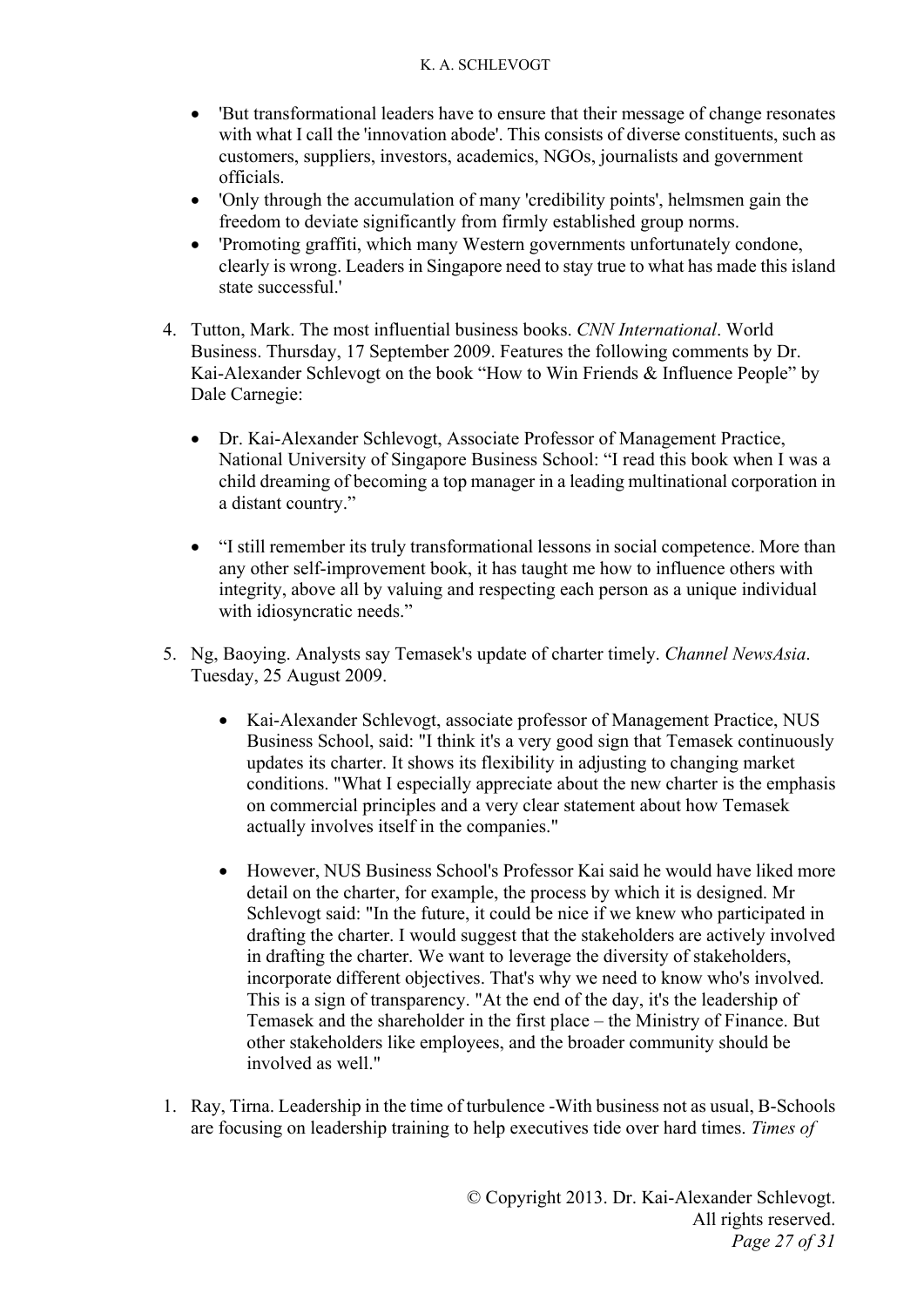- 'But transformational leaders have to ensure that their message of change resonates with what I call the 'innovation abode'. This consists of diverse constituents, such as customers, suppliers, investors, academics, NGOs, journalists and government officials.
- 'Only through the accumulation of many 'credibility points', helmsmen gain the freedom to deviate significantly from firmly established group norms.
- 'Promoting graffiti, which many Western governments unfortunately condone, clearly is wrong. Leaders in Singapore need to stay true to what has made this island state successful.'

4. Tutton, Mark. The most influential business books. *CNN International*. World Business. Thursday, 17 September 2009. Features the following comments by Dr. Kai-Alexander Schlevogt on the book "How to Win Friends & Influence People" by Dale Carnegie:

    - Dr. Kai-Alexander Schlevogt, Associate Professor of Management Practice, National University of Singapore Business School: "I read this book when I was a child dreaming of becoming a top manager in a leading multinational corporation in a distant country."

    - "I still remember its truly transformational lessons in social competence. More than any other self-improvement book, it has taught me how to influence others with integrity, above all by valuing and respecting each person as a unique individual with idiosyncratic needs."

5. Ng, Baoying. Analysts say Temasek's update of charter timely. *Channel NewsAsia*. Tuesday, 25 August 2009.

    - Kai-Alexander Schlevogt, associate professor of Management Practice, NUS Business School, said: "I think it's a very good sign that Temasek continuously updates its charter. It shows its flexibility in adjusting to changing market conditions. "What I especially appreciate about the new charter is the emphasis on commercial principles and a very clear statement about how Temasek actually involves itself in the companies."

    - However, NUS Business School's Professor Kai said he would have liked more detail on the charter, for example, the process by which it is designed. Mr Schlevogt said: "In the future, it could be nice if we knew who participated in drafting the charter. I would suggest that the stakeholders are actively involved in drafting the charter. We want to leverage the diversity of stakeholders, incorporate different objectives. That's why we need to know who's involved. This is a sign of transparency. "At the end of the day, it's the leadership of Temasek and the shareholder in the first place – the Ministry of Finance. But other stakeholders like employees, and the broader community should be involved as well."

1. Ray, Tirna. Leadership in the time of turbulence -With business not as usual, B-Schools are focusing on leadership training to help executives tide over hard times. *Times of*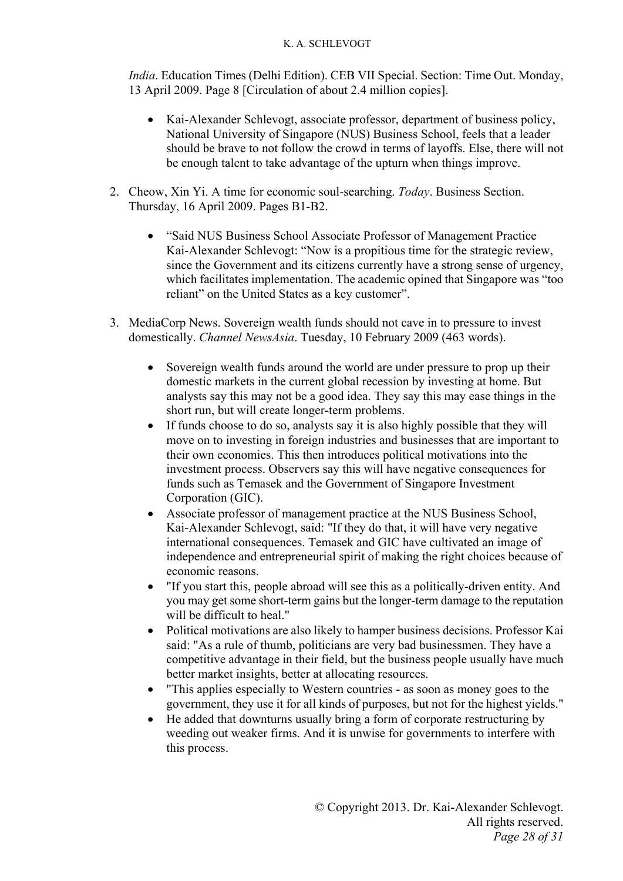*India*. Education Times (Delhi Edition). CEB VII Special. Section: Time Out. Monday, 13 April 2009. Page 8 [Circulation of about 2.4 million copies].

- Kai-Alexander Schlevogt, associate professor, department of business policy, National University of Singapore (NUS) Business School, feels that a leader should be brave to not follow the crowd in terms of layoffs. Else, there will not be enough talent to take advantage of the upturn when things improve.

2. Cheow, Xin Yi. A time for economic soul-searching. *Today*. Business Section. Thursday, 16 April 2009. Pages B1-B2.

   - "Said NUS Business School Associate Professor of Management Practice Kai-Alexander Schlevogt: "Now is a propitious time for the strategic review, since the Government and its citizens currently have a strong sense of urgency, which facilitates implementation. The academic opined that Singapore was "too reliant" on the United States as a key customer".

3. MediaCorp News. Sovereign wealth funds should not cave in to pressure to invest domestically. *Channel NewsAsia*. Tuesday, 10 February 2009 (463 words).

   - Sovereign wealth funds around the world are under pressure to prop up their domestic markets in the current global recession by investing at home. But analysts say this may not be a good idea. They say this may ease things in the short run, but will create longer-term problems.
   - If funds choose to do so, analysts say it is also highly possible that they will move on to investing in foreign industries and businesses that are important to their own economies. This then introduces political motivations into the investment process. Observers say this will have negative consequences for funds such as Temasek and the Government of Singapore Investment Corporation (GIC).
   - Associate professor of management practice at the NUS Business School, Kai-Alexander Schlevogt, said: "If they do that, it will have very negative international consequences. Temasek and GIC have cultivated an image of independence and entrepreneurial spirit of making the right choices because of economic reasons.
   - "If you start this, people abroad will see this as a politically-driven entity. And you may get some short-term gains but the longer-term damage to the reputation will be difficult to heal."
   - Political motivations are also likely to hamper business decisions. Professor Kai said: "As a rule of thumb, politicians are very bad businessmen. They have a competitive advantage in their field, but the business people usually have much better market insights, better at allocating resources.
   - "This applies especially to Western countries - as soon as money goes to the government, they use it for all kinds of purposes, but not for the highest yields."
   - He added that downturns usually bring a form of corporate restructuring by weeding out weaker firms. And it is unwise for governments to interfere with this process.

© Copyright 2013. Dr. Kai-Alexander Schlevogt. All rights reserved.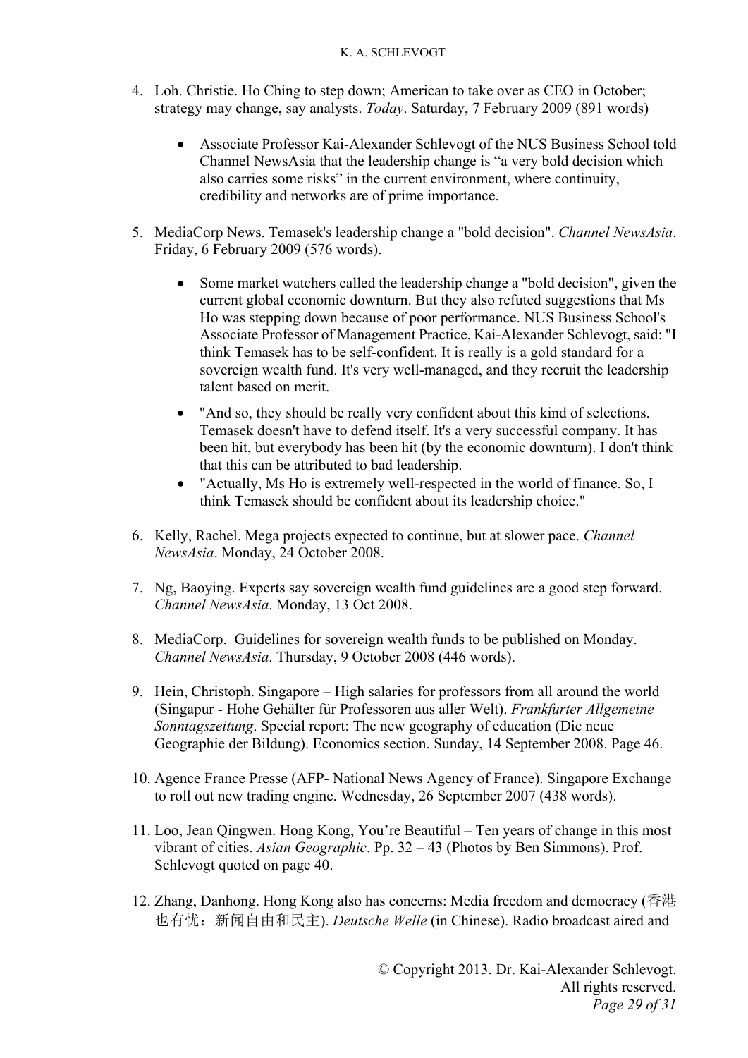4. Loh. Christie. Ho Ching to step down; American to take over as CEO in October; strategy may change, say analysts. *Today*. Saturday, 7 February 2009 (891 words)

    - Associate Professor Kai-Alexander Schlevogt of the NUS Business School told Channel NewsAsia that the leadership change is "a very bold decision which also carries some risks" in the current environment, where continuity, credibility and networks are of prime importance.

5. MediaCorp News. Temasek's leadership change a "bold decision". *Channel NewsAsia*. Friday, 6 February 2009 (576 words).

    - Some market watchers called the leadership change a "bold decision", given the current global economic downturn. But they also refuted suggestions that Ms Ho was stepping down because of poor performance. NUS Business School's Associate Professor of Management Practice, Kai-Alexander Schlevogt, said: "I think Temasek has to be self-confident. It is really is a gold standard for a sovereign wealth fund. It's very well-managed, and they recruit the leadership talent based on merit.
    - "And so, they should be really very confident about this kind of selections. Temasek doesn't have to defend itself. It's a very successful company. It has been hit, but everybody has been hit (by the economic downturn). I don't think that this can be attributed to bad leadership.
    - "Actually, Ms Ho is extremely well-respected in the world of finance. So, I think Temasek should be confident about its leadership choice."

6. Kelly, Rachel. Mega projects expected to continue, but at slower pace. *Channel NewsAsia*. Monday, 24 October 2008.

7. Ng, Baoying. Experts say sovereign wealth fund guidelines are a good step forward. *Channel NewsAsia*. Monday, 13 Oct 2008.

8. MediaCorp. Guidelines for sovereign wealth funds to be published on Monday. *Channel NewsAsia*. Thursday, 9 October 2008 (446 words).

9. Hein, Christoph. Singapore – High salaries for professors from all around the world (Singapur - Hohe Gehälter für Professoren aus aller Welt). *Frankfurter Allgemeine Sonntagszeitung*. Special report: The new geography of education (Die neue Geographie der Bildung). Economics section. Sunday, 14 September 2008. Page 46.

10. Agence France Presse (AFP- National News Agency of France). Singapore Exchange to roll out new trading engine. Wednesday, 26 September 2007 (438 words).

11. Loo, Jean Qingwen. Hong Kong, You're Beautiful – Ten years of change in this most vibrant of cities. *Asian Geographic*. Pp. 32 – 43 (Photos by Ben Simmons). Prof. Schlevogt quoted on page 40.

12. Zhang, Danhong. Hong Kong also has concerns: Media freedom and democracy (香港也有忧：新闻自由和民主). *Deutsche Welle* (in Chinese). Radio broadcast aired and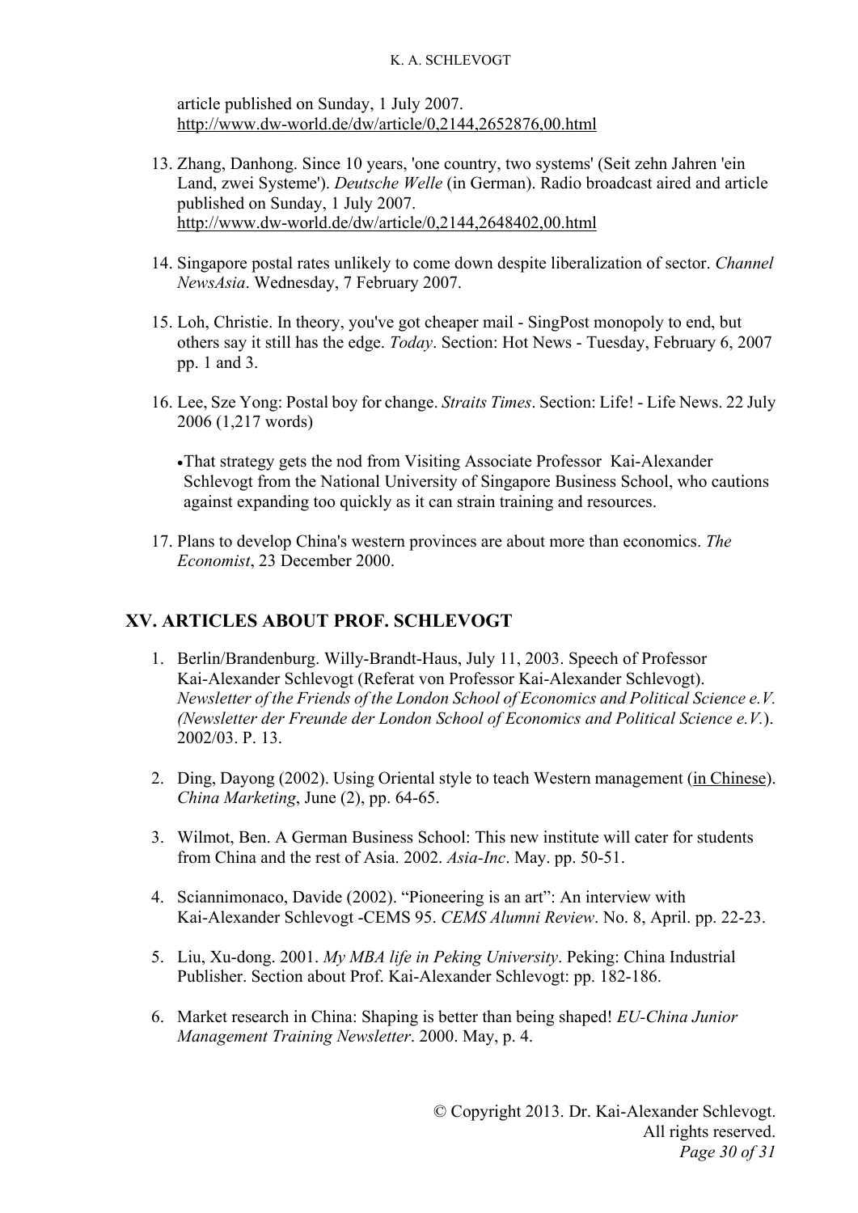article published on Sunday, 1 July 2007.
http://www.dw-world.de/dw/article/0,2144,2652876,00.html

13. Zhang, Danhong. Since 10 years, 'one country, two systems' (Seit zehn Jahren 'ein Land, zwei Systeme'). *Deutsche Welle* (in German). Radio broadcast aired and article published on Sunday, 1 July 2007.
http://www.dw-world.de/dw/article/0,2144,2648402,00.html

14. Singapore postal rates unlikely to come down despite liberalization of sector. *Channel NewsAsia*. Wednesday, 7 February 2007.

15. Loh, Christie. In theory, you've got cheaper mail - SingPost monopoly to end, but others say it still has the edge. *Today*. Section: Hot News - Tuesday, February 6, 2007 pp. 1 and 3.

16. Lee, Sze Yong: Postal boy for change. *Straits Times*. Section: Life! - Life News. 22 July 2006 (1,217 words)

    - That strategy gets the nod from Visiting Associate Professor Kai-Alexander Schlevogt from the National University of Singapore Business School, who cautions against expanding too quickly as it can strain training and resources.

17. Plans to develop China's western provinces are about more than economics. *The Economist*, 23 December 2000.

## XV. ARTICLES ABOUT PROF. SCHLEVOGT

1. Berlin/Brandenburg. Willy-Brandt-Haus, July 11, 2003. Speech of Professor Kai-Alexander Schlevogt (Referat von Professor Kai-Alexander Schlevogt). *Newsletter of the Friends of the London School of Economics and Political Science e.V. (Newsletter der Freunde der London School of Economics and Political Science e.V.*). 2002/03. P. 13.

2. Ding, Dayong (2002). Using Oriental style to teach Western management (in Chinese). *China Marketing*, June (2), pp. 64-65.

3. Wilmot, Ben. A German Business School: This new institute will cater for students from China and the rest of Asia. 2002. *Asia-Inc*. May. pp. 50-51.

4. Sciannimonaco, Davide (2002). "Pioneering is an art": An interview with Kai-Alexander Schlevogt -CEMS 95. *CEMS Alumni Review*. No. 8, April. pp. 22-23.

5. Liu, Xu-dong. 2001. *My MBA life in Peking University*. Peking: China Industrial Publisher. Section about Prof. Kai-Alexander Schlevogt: pp. 182-186.

6. Market research in China: Shaping is better than being shaped! *EU-China Junior Management Training Newsletter*. 2000. May, p. 4.

© Copyright 2013. Dr. Kai-Alexander Schlevogt.
All rights reserved.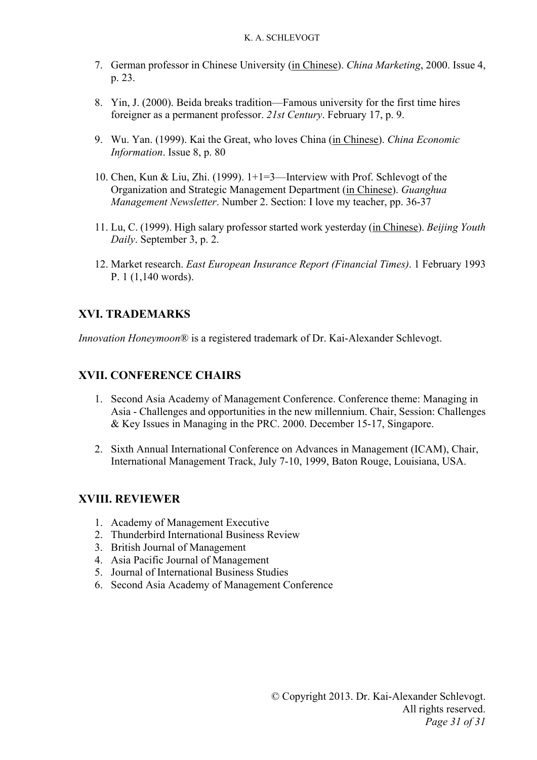7. German professor in Chinese University (in Chinese). *China Marketing*, 2000. Issue 4, p. 23.

8. Yin, J. (2000). Beida breaks tradition—Famous university for the first time hires foreigner as a permanent professor. *21st Century*. February 17, p. 9.

9. Wu. Yan. (1999). Kai the Great, who loves China (in Chinese). *China Economic Information*. Issue 8, p. 80

10. Chen, Kun & Liu, Zhi. (1999). 1+1=3—Interview with Prof. Schlevogt of the Organization and Strategic Management Department (in Chinese). *Guanghua Management Newsletter*. Number 2. Section: I love my teacher, pp. 36-37

11. Lu, C. (1999). High salary professor started work yesterday (in Chinese). *Beijing Youth Daily*. September 3, p. 2.

12. Market research. *East European Insurance Report (Financial Times)*. 1 February 1993 P. 1 (1,140 words).

## XVI. TRADEMARKS

*Innovation Honeymoon*® is a registered trademark of Dr. Kai-Alexander Schlevogt.

## XVII. CONFERENCE CHAIRS

1. Second Asia Academy of Management Conference. Conference theme: Managing in Asia - Challenges and opportunities in the new millennium. Chair, Session: Challenges & Key Issues in Managing in the PRC. 2000. December 15-17, Singapore.

2. Sixth Annual International Conference on Advances in Management (ICAM), Chair, International Management Track, July 7-10, 1999, Baton Rouge, Louisiana, USA.

## XVIII. REVIEWER

1. Academy of Management Executive
2. Thunderbird International Business Review
3. British Journal of Management
4. Asia Pacific Journal of Management
5. Journal of International Business Studies
6. Second Asia Academy of Management Conference

© Copyright 2013. Dr. Kai-Alexander Schlevogt. All rights reserved.